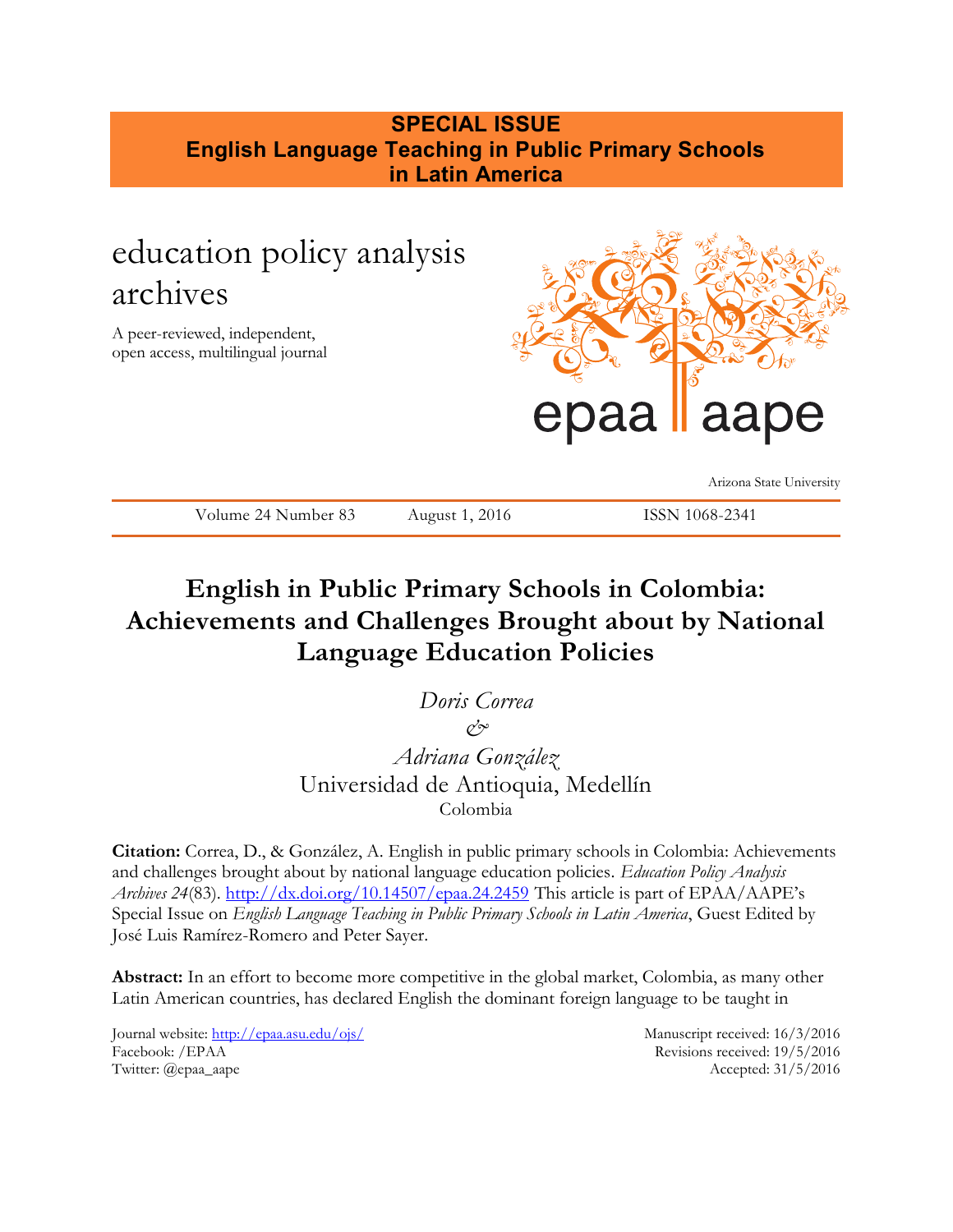**SPECIAL ISSUE**
**English Language Teaching in Public Primary Schools in Latin America**

education policy analysis archives

A peer-reviewed, independent, open access, multilingual journal

epaa aape

Arizona State University

Volume 24 Number 83 | August 1, 2016 | ISSN 1068-2341

# English in Public Primary Schools in Colombia: Achievements and Challenges Brought about by National Language Education Policies

*Doris Correa*
*&*
*Adriana González*
Universidad de Antioquia, Medellín
Colombia

**Citation:** Correa, D., & González, A. English in public primary schools in Colombia: Achievements and challenges brought about by national language education policies. *Education Policy Analysis Archives 24*(83). http://dx.doi.org/10.14507/epaa.24.2459 This article is part of EPAA/AAPE's Special Issue on *English Language Teaching in Public Primary Schools in Latin America*, Guest Edited by José Luis Ramírez-Romero and Peter Sayer.

**Abstract:** In an effort to become more competitive in the global market, Colombia, as many other Latin American countries, has declared English the dominant foreign language to be taught in

Journal website: http://epaa.asu.edu/ojs/
Facebook: /EPAA
Twitter: @epaa_aape

Manuscript received: 16/3/2016
Revisions received: 19/5/2016
Accepted: 31/5/2016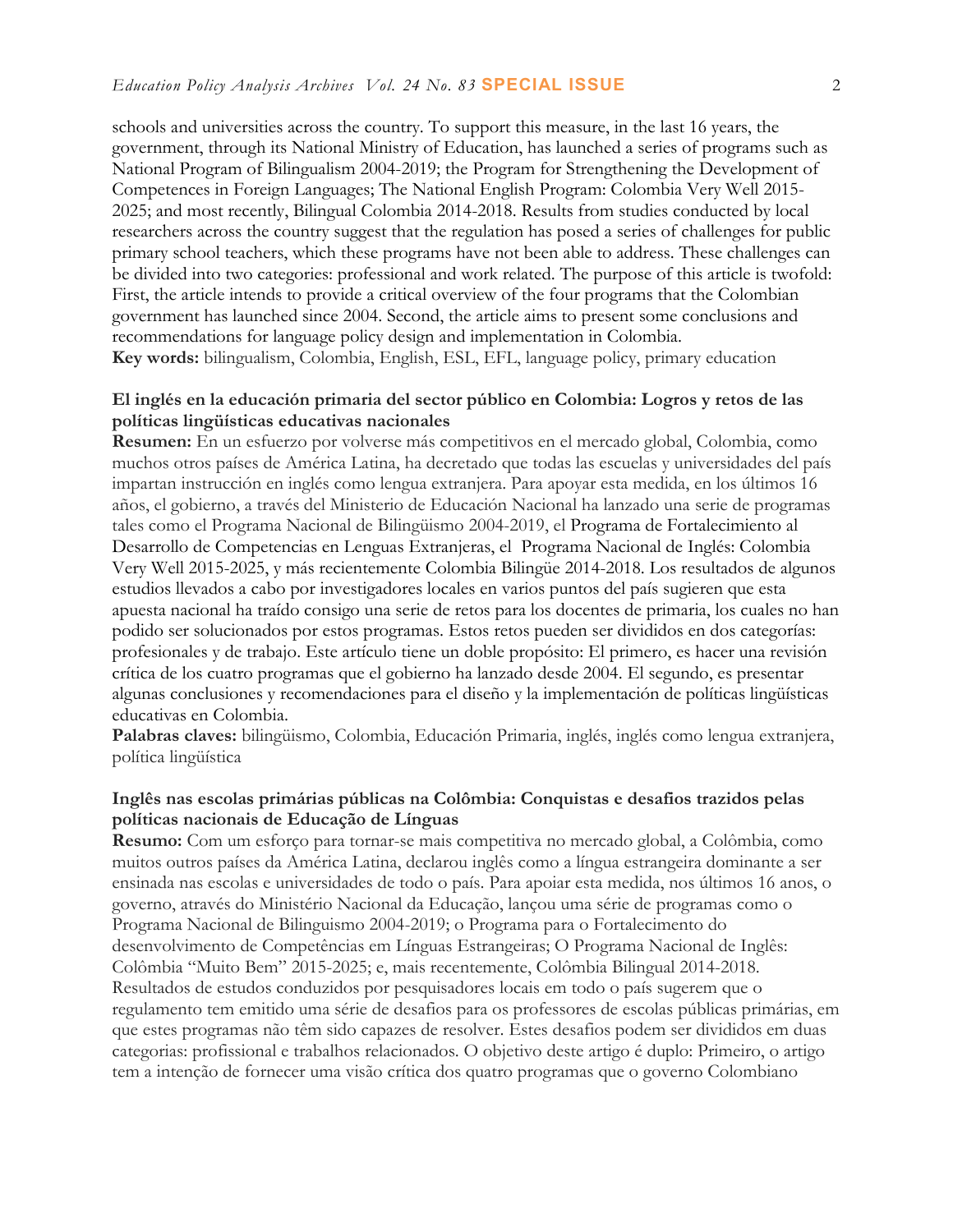schools and universities across the country. To support this measure, in the last 16 years, the government, through its National Ministry of Education, has launched a series of programs such as National Program of Bilingualism 2004-2019; the Program for Strengthening the Development of Competences in Foreign Languages; The National English Program: Colombia Very Well 2015-2025; and most recently, Bilingual Colombia 2014-2018. Results from studies conducted by local researchers across the country suggest that the regulation has posed a series of challenges for public primary school teachers, which these programs have not been able to address. These challenges can be divided into two categories: professional and work related. The purpose of this article is twofold: First, the article intends to provide a critical overview of the four programs that the Colombian government has launched since 2004. Second, the article aims to present some conclusions and recommendations for language policy design and implementation in Colombia.
**Key words:** bilingualism, Colombia, English, ESL, EFL, language policy, primary education

**El inglés en la educación primaria del sector público en Colombia: Logros y retos de las políticas lingüísticas educativas nacionales**
**Resumen:** En un esfuerzo por volverse más competitivos en el mercado global, Colombia, como muchos otros países de América Latina, ha decretado que todas las escuelas y universidades del país impartan instrucción en inglés como lengua extranjera. Para apoyar esta medida, en los últimos 16 años, el gobierno, a través del Ministerio de Educación Nacional ha lanzado una serie de programas tales como el Programa Nacional de Bilingüismo 2004-2019, el Programa de Fortalecimiento al Desarrollo de Competencias en Lenguas Extranjeras, el Programa Nacional de Inglés: Colombia Very Well 2015-2025, y más recientemente Colombia Bilingüe 2014-2018. Los resultados de algunos estudios llevados a cabo por investigadores locales en varios puntos del país sugieren que esta apuesta nacional ha traído consigo una serie de retos para los docentes de primaria, los cuales no han podido ser solucionados por estos programas. Estos retos pueden ser divididos en dos categorías: profesionales y de trabajo. Este artículo tiene un doble propósito: El primero, es hacer una revisión crítica de los cuatro programas que el gobierno ha lanzado desde 2004. El segundo, es presentar algunas conclusiones y recomendaciones para el diseño y la implementación de políticas lingüísticas educativas en Colombia.
**Palabras claves:** bilingüismo, Colombia, Educación Primaria, inglés, inglés como lengua extranjera, política lingüística

**Inglês nas escolas primárias públicas na Colômbia: Conquistas e desafios trazidos pelas políticas nacionais de Educação de Línguas**
**Resumo:** Com um esforço para tornar-se mais competitiva no mercado global, a Colômbia, como muitos outros países da América Latina, declarou inglês como a língua estrangeira dominante a ser ensinada nas escolas e universidades de todo o país. Para apoiar esta medida, nos últimos 16 anos, o governo, através do Ministério Nacional da Educação, lançou uma série de programas como o Programa Nacional de Bilinguismo 2004-2019; o Programa para o Fortalecimento do desenvolvimento de Competências em Línguas Estrangeiras; O Programa Nacional de Inglês: Colômbia "Muito Bem" 2015-2025; e, mais recentemente, Colômbia Bilingual 2014-2018. Resultados de estudos conduzidos por pesquisadores locais em todo o país sugerem que o regulamento tem emitido uma série de desafios para os professores de escolas públicas primárias, em que estes programas não têm sido capazes de resolver. Estes desafios podem ser divididos em duas categorias: profissional e trabalhos relacionados. O objetivo deste artigo é duplo: Primeiro, o artigo tem a intenção de fornecer uma visão crítica dos quatro programas que o governo Colombiano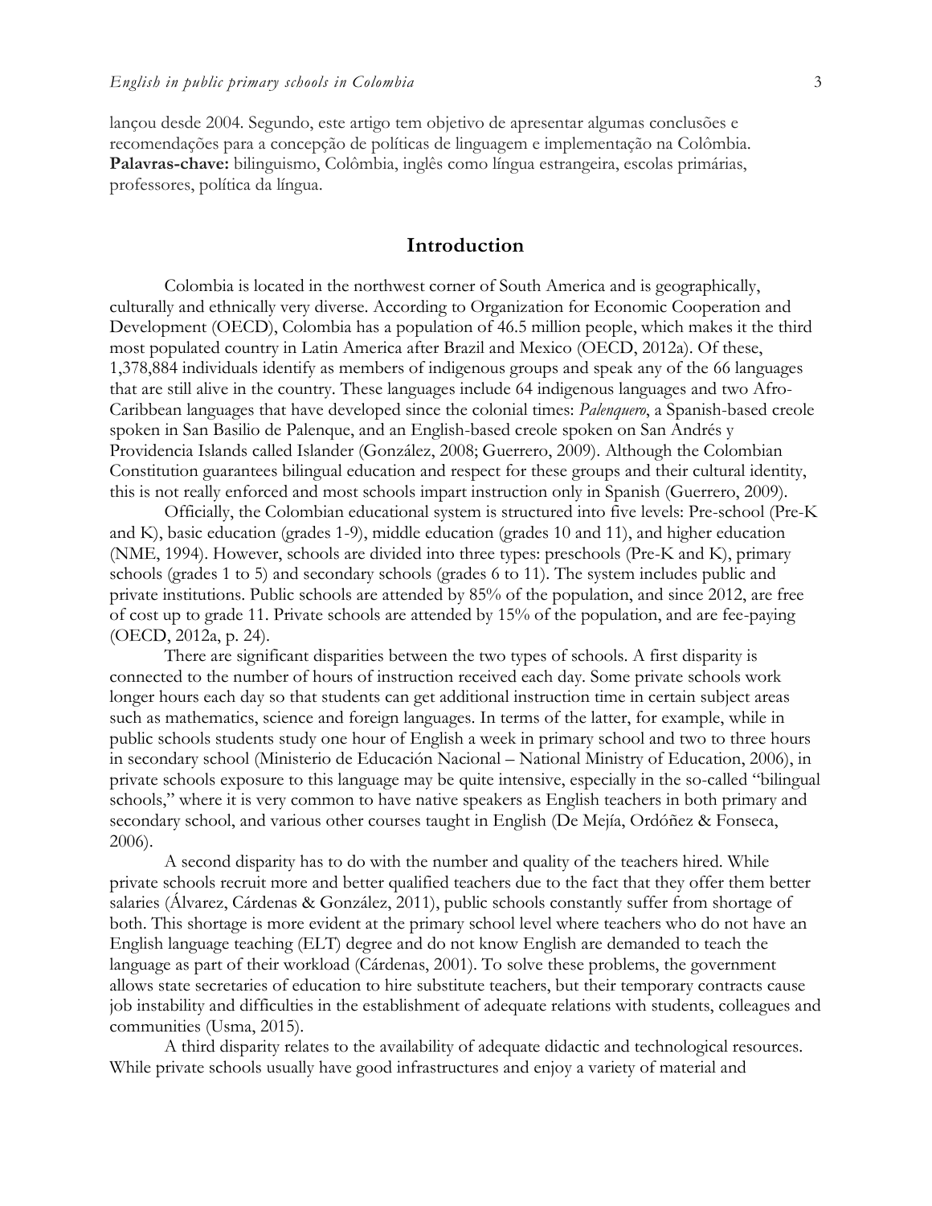lançou desde 2004. Segundo, este artigo tem objetivo de apresentar algumas conclusões e recomendações para a concepção de políticas de linguagem e implementação na Colômbia.
**Palavras-chave:** bilinguismo, Colômbia, inglês como língua estrangeira, escolas primárias, professores, política da língua.

## Introduction

Colombia is located in the northwest corner of South America and is geographically, culturally and ethnically very diverse. According to Organization for Economic Cooperation and Development (OECD), Colombia has a population of 46.5 million people, which makes it the third most populated country in Latin America after Brazil and Mexico (OECD, 2012a). Of these, 1,378,884 individuals identify as members of indigenous groups and speak any of the 66 languages that are still alive in the country. These languages include 64 indigenous languages and two Afro-Caribbean languages that have developed since the colonial times: *Palenquero*, a Spanish-based creole spoken in San Basilio de Palenque, and an English-based creole spoken on San Andrés y Providencia Islands called Islander (González, 2008; Guerrero, 2009). Although the Colombian Constitution guarantees bilingual education and respect for these groups and their cultural identity, this is not really enforced and most schools impart instruction only in Spanish (Guerrero, 2009).

Officially, the Colombian educational system is structured into five levels: Pre-school (Pre-K and K), basic education (grades 1-9), middle education (grades 10 and 11), and higher education (NME, 1994). However, schools are divided into three types: preschools (Pre-K and K), primary schools (grades 1 to 5) and secondary schools (grades 6 to 11). The system includes public and private institutions. Public schools are attended by 85% of the population, and since 2012, are free of cost up to grade 11. Private schools are attended by 15% of the population, and are fee-paying (OECD, 2012a, p. 24).

There are significant disparities between the two types of schools. A first disparity is connected to the number of hours of instruction received each day. Some private schools work longer hours each day so that students can get additional instruction time in certain subject areas such as mathematics, science and foreign languages. In terms of the latter, for example, while in public schools students study one hour of English a week in primary school and two to three hours in secondary school (Ministerio de Educación Nacional – National Ministry of Education, 2006), in private schools exposure to this language may be quite intensive, especially in the so-called "bilingual schools," where it is very common to have native speakers as English teachers in both primary and secondary school, and various other courses taught in English (De Mejía, Ordóñez & Fonseca, 2006).

A second disparity has to do with the number and quality of the teachers hired. While private schools recruit more and better qualified teachers due to the fact that they offer them better salaries (Álvarez, Cárdenas & González, 2011), public schools constantly suffer from shortage of both. This shortage is more evident at the primary school level where teachers who do not have an English language teaching (ELT) degree and do not know English are demanded to teach the language as part of their workload (Cárdenas, 2001). To solve these problems, the government allows state secretaries of education to hire substitute teachers, but their temporary contracts cause job instability and difficulties in the establishment of adequate relations with students, colleagues and communities (Usma, 2015).

A third disparity relates to the availability of adequate didactic and technological resources. While private schools usually have good infrastructures and enjoy a variety of material and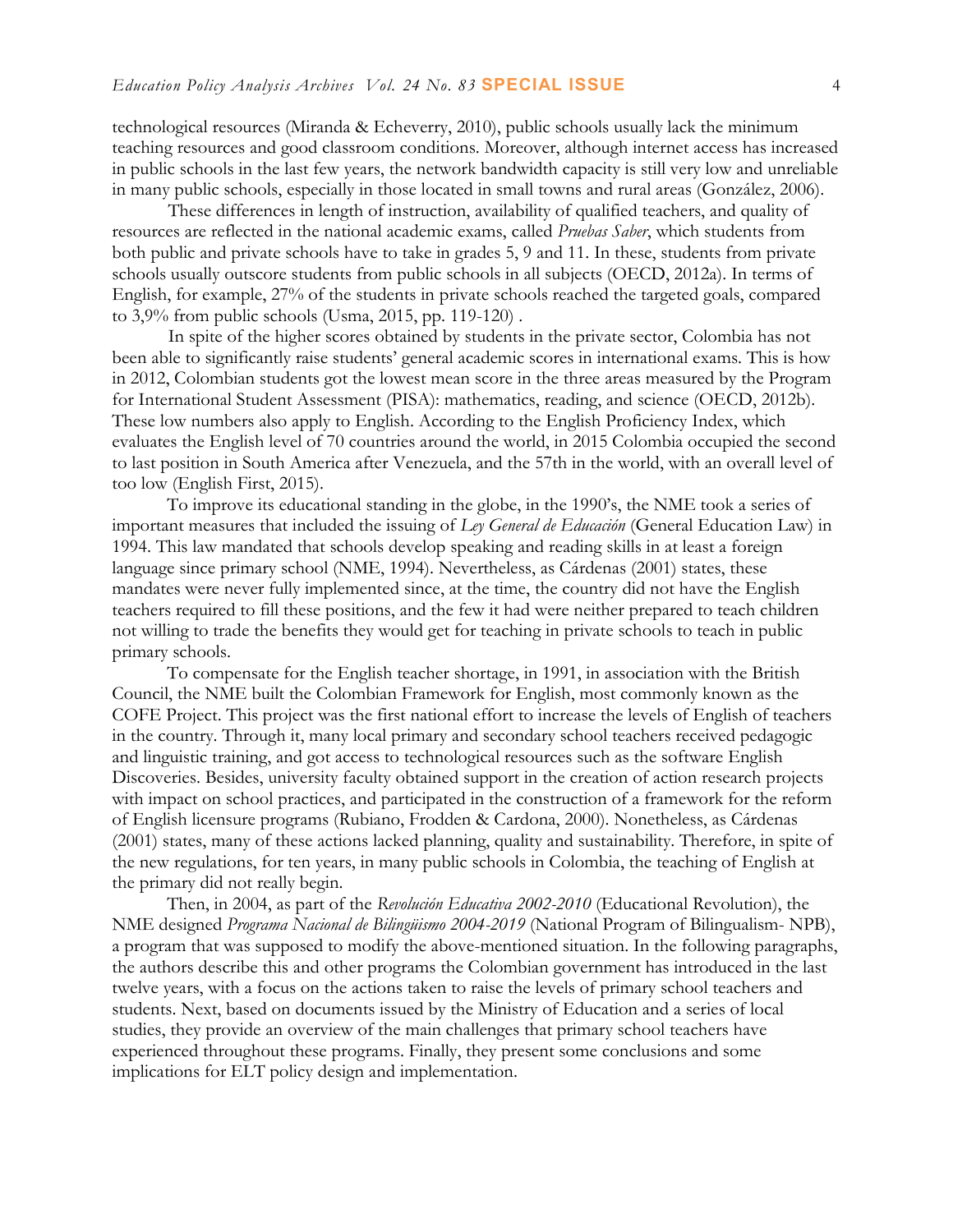technological resources (Miranda & Echeverry, 2010), public schools usually lack the minimum teaching resources and good classroom conditions. Moreover, although internet access has increased in public schools in the last few years, the network bandwidth capacity is still very low and unreliable in many public schools, especially in those located in small towns and rural areas (González, 2006).

These differences in length of instruction, availability of qualified teachers, and quality of resources are reflected in the national academic exams, called *Pruebas Saber*, which students from both public and private schools have to take in grades 5, 9 and 11. In these, students from private schools usually outscore students from public schools in all subjects (OECD, 2012a). In terms of English, for example, 27% of the students in private schools reached the targeted goals, compared to 3,9% from public schools (Usma, 2015, pp. 119-120) .

In spite of the higher scores obtained by students in the private sector, Colombia has not been able to significantly raise students' general academic scores in international exams. This is how in 2012, Colombian students got the lowest mean score in the three areas measured by the Program for International Student Assessment (PISA): mathematics, reading, and science (OECD, 2012b). These low numbers also apply to English. According to the English Proficiency Index, which evaluates the English level of 70 countries around the world, in 2015 Colombia occupied the second to last position in South America after Venezuela, and the 57th in the world, with an overall level of too low (English First, 2015).

To improve its educational standing in the globe, in the 1990's, the NME took a series of important measures that included the issuing of *Ley General de Educación* (General Education Law) in 1994. This law mandated that schools develop speaking and reading skills in at least a foreign language since primary school (NME, 1994). Nevertheless, as Cárdenas (2001) states, these mandates were never fully implemented since, at the time, the country did not have the English teachers required to fill these positions, and the few it had were neither prepared to teach children not willing to trade the benefits they would get for teaching in private schools to teach in public primary schools.

To compensate for the English teacher shortage, in 1991, in association with the British Council, the NME built the Colombian Framework for English, most commonly known as the COFE Project. This project was the first national effort to increase the levels of English of teachers in the country. Through it, many local primary and secondary school teachers received pedagogic and linguistic training, and got access to technological resources such as the software English Discoveries. Besides, university faculty obtained support in the creation of action research projects with impact on school practices, and participated in the construction of a framework for the reform of English licensure programs (Rubiano, Frodden & Cardona, 2000). Nonetheless, as Cárdenas (2001) states, many of these actions lacked planning, quality and sustainability. Therefore, in spite of the new regulations, for ten years, in many public schools in Colombia, the teaching of English at the primary did not really begin.

Then, in 2004, as part of the *Revolución Educativa 2002-2010* (Educational Revolution), the NME designed *Programa Nacional de Bilingüismo 2004-2019* (National Program of Bilingualism- NPB), a program that was supposed to modify the above-mentioned situation. In the following paragraphs, the authors describe this and other programs the Colombian government has introduced in the last twelve years, with a focus on the actions taken to raise the levels of primary school teachers and students. Next, based on documents issued by the Ministry of Education and a series of local studies, they provide an overview of the main challenges that primary school teachers have experienced throughout these programs. Finally, they present some conclusions and some implications for ELT policy design and implementation.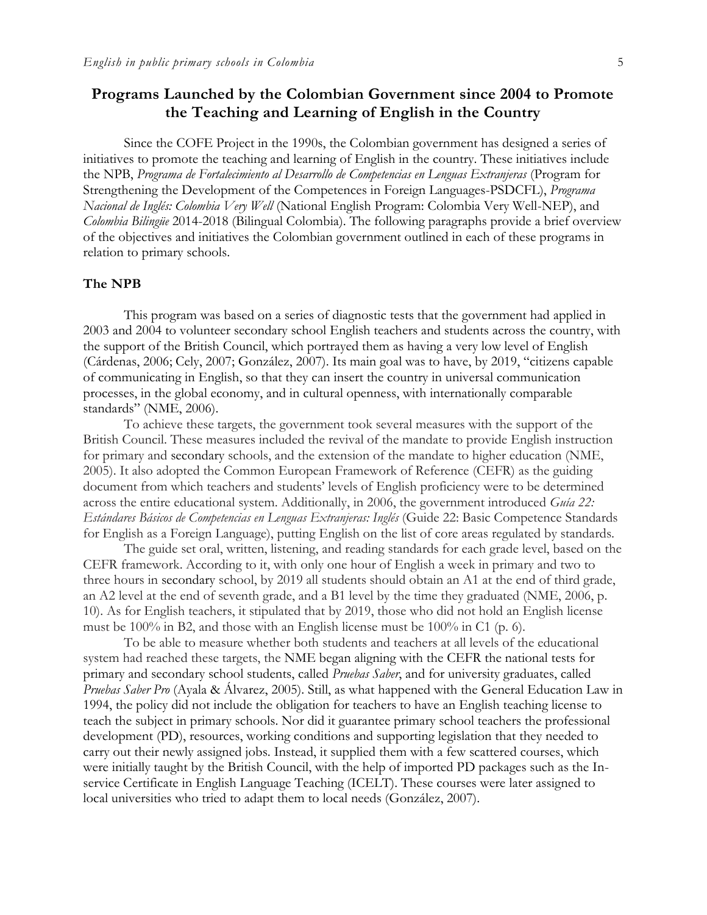## Programs Launched by the Colombian Government since 2004 to Promote the Teaching and Learning of English in the Country

Since the COFE Project in the 1990s, the Colombian government has designed a series of initiatives to promote the teaching and learning of English in the country. These initiatives include the NPB, *Programa de Fortalecimiento al Desarrollo de Competencias en Lenguas Extranjeras* (Program for Strengthening the Development of the Competences in Foreign Languages-PSDCFL), *Programa Nacional de Inglés: Colombia Very Well* (National English Program: Colombia Very Well-NEP), and *Colombia Bilingüe* 2014-2018 (Bilingual Colombia). The following paragraphs provide a brief overview of the objectives and initiatives the Colombian government outlined in each of these programs in relation to primary schools.

### The NPB

This program was based on a series of diagnostic tests that the government had applied in 2003 and 2004 to volunteer secondary school English teachers and students across the country, with the support of the British Council, which portrayed them as having a very low level of English (Cárdenas, 2006; Cely, 2007; González, 2007). Its main goal was to have, by 2019, "citizens capable of communicating in English, so that they can insert the country in universal communication processes, in the global economy, and in cultural openness, with internationally comparable standards" (NME, 2006).

To achieve these targets, the government took several measures with the support of the British Council. These measures included the revival of the mandate to provide English instruction for primary and secondary schools, and the extension of the mandate to higher education (NME, 2005). It also adopted the Common European Framework of Reference (CEFR) as the guiding document from which teachers and students' levels of English proficiency were to be determined across the entire educational system. Additionally, in 2006, the government introduced *Guía 22: Estándares Básicos de Competencias en Lenguas Extranjeras: Inglés* (Guide 22: Basic Competence Standards for English as a Foreign Language), putting English on the list of core areas regulated by standards.

The guide set oral, written, listening, and reading standards for each grade level, based on the CEFR framework. According to it, with only one hour of English a week in primary and two to three hours in secondary school, by 2019 all students should obtain an A1 at the end of third grade, an A2 level at the end of seventh grade, and a B1 level by the time they graduated (NME, 2006, p. 10). As for English teachers, it stipulated that by 2019, those who did not hold an English license must be 100% in B2, and those with an English license must be 100% in C1 (p. 6).

To be able to measure whether both students and teachers at all levels of the educational system had reached these targets, the NME began aligning with the CEFR the national tests for primary and secondary school students, called *Pruebas Saber*, and for university graduates, called *Pruebas Saber Pro* (Ayala & Álvarez, 2005). Still, as what happened with the General Education Law in 1994, the policy did not include the obligation for teachers to have an English teaching license to teach the subject in primary schools. Nor did it guarantee primary school teachers the professional development (PD), resources, working conditions and supporting legislation that they needed to carry out their newly assigned jobs. Instead, it supplied them with a few scattered courses, which were initially taught by the British Council, with the help of imported PD packages such as the In-service Certificate in English Language Teaching (ICELT). These courses were later assigned to local universities who tried to adapt them to local needs (González, 2007).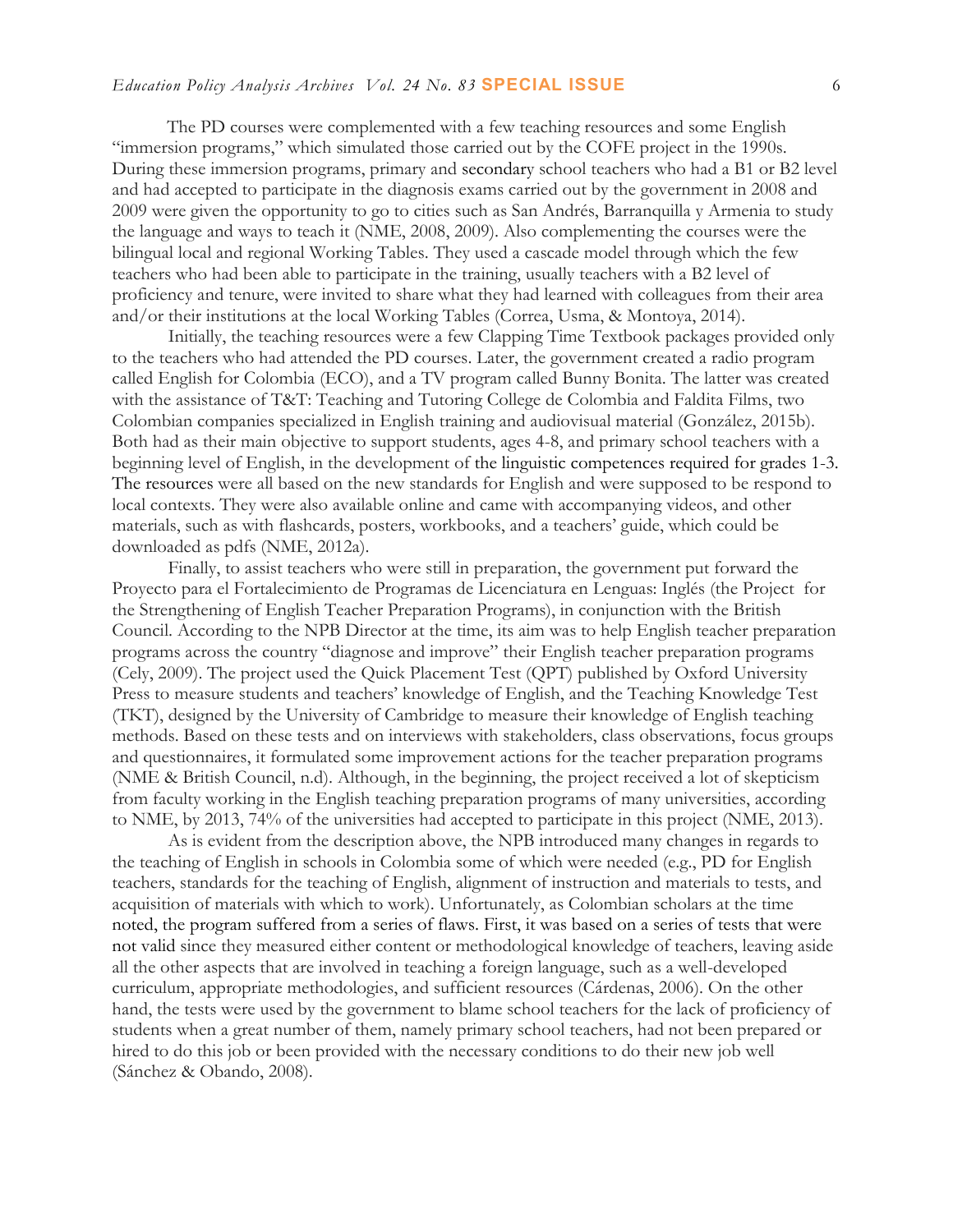The PD courses were complemented with a few teaching resources and some English "immersion programs," which simulated those carried out by the COFE project in the 1990s. During these immersion programs, primary and secondary school teachers who had a B1 or B2 level and had accepted to participate in the diagnosis exams carried out by the government in 2008 and 2009 were given the opportunity to go to cities such as San Andrés, Barranquilla y Armenia to study the language and ways to teach it (NME, 2008, 2009). Also complementing the courses were the bilingual local and regional Working Tables. They used a cascade model through which the few teachers who had been able to participate in the training, usually teachers with a B2 level of proficiency and tenure, were invited to share what they had learned with colleagues from their area and/or their institutions at the local Working Tables (Correa, Usma, & Montoya, 2014).

Initially, the teaching resources were a few Clapping Time Textbook packages provided only to the teachers who had attended the PD courses. Later, the government created a radio program called English for Colombia (ECO), and a TV program called Bunny Bonita. The latter was created with the assistance of T&T: Teaching and Tutoring College de Colombia and Faldita Films, two Colombian companies specialized in English training and audiovisual material (González, 2015b). Both had as their main objective to support students, ages 4-8, and primary school teachers with a beginning level of English, in the development of the linguistic competences required for grades 1-3. The resources were all based on the new standards for English and were supposed to be respond to local contexts. They were also available online and came with accompanying videos, and other materials, such as with flashcards, posters, workbooks, and a teachers' guide, which could be downloaded as pdfs (NME, 2012a).

Finally, to assist teachers who were still in preparation, the government put forward the Proyecto para el Fortalecimiento de Programas de Licenciatura en Lenguas: Inglés (the Project for the Strengthening of English Teacher Preparation Programs), in conjunction with the British Council. According to the NPB Director at the time, its aim was to help English teacher preparation programs across the country "diagnose and improve" their English teacher preparation programs (Cely, 2009). The project used the Quick Placement Test (QPT) published by Oxford University Press to measure students and teachers' knowledge of English, and the Teaching Knowledge Test (TKT), designed by the University of Cambridge to measure their knowledge of English teaching methods. Based on these tests and on interviews with stakeholders, class observations, focus groups and questionnaires, it formulated some improvement actions for the teacher preparation programs (NME & British Council, n.d). Although, in the beginning, the project received a lot of skepticism from faculty working in the English teaching preparation programs of many universities, according to NME, by 2013, 74% of the universities had accepted to participate in this project (NME, 2013).

As is evident from the description above, the NPB introduced many changes in regards to the teaching of English in schools in Colombia some of which were needed (e.g., PD for English teachers, standards for the teaching of English, alignment of instruction and materials to tests, and acquisition of materials with which to work). Unfortunately, as Colombian scholars at the time noted, the program suffered from a series of flaws. First, it was based on a series of tests that were not valid since they measured either content or methodological knowledge of teachers, leaving aside all the other aspects that are involved in teaching a foreign language, such as a well-developed curriculum, appropriate methodologies, and sufficient resources (Cárdenas, 2006). On the other hand, the tests were used by the government to blame school teachers for the lack of proficiency of students when a great number of them, namely primary school teachers, had not been prepared or hired to do this job or been provided with the necessary conditions to do their new job well (Sánchez & Obando, 2008).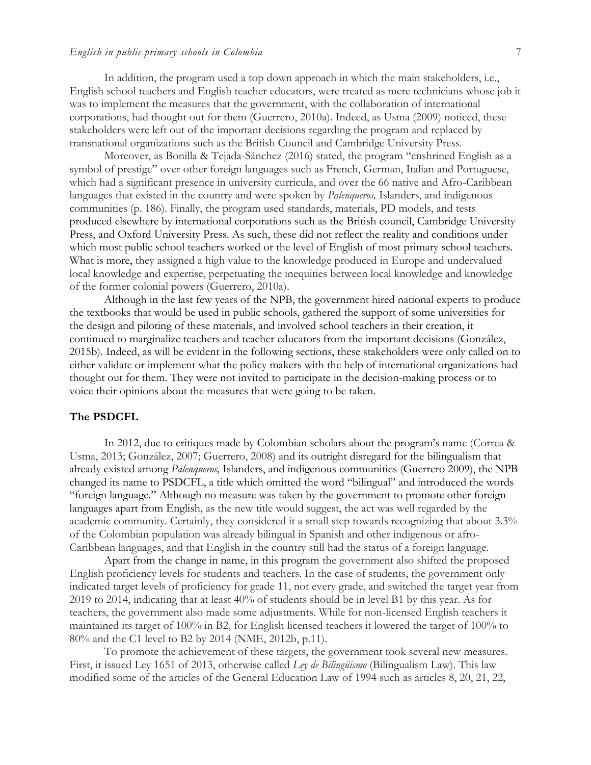In addition, the program used a top down approach in which the main stakeholders, i.e., English school teachers and English teacher educators, were treated as mere technicians whose job it was to implement the measures that the government, with the collaboration of international corporations, had thought out for them (Guerrero, 2010a). Indeed, as Usma (2009) noticed, these stakeholders were left out of the important decisions regarding the program and replaced by transnational organizations such as the British Council and Cambridge University Press.

Moreover, as Bonilla & Tejada-Sánchez (2016) stated, the program "enshrined English as a symbol of prestige" over other foreign languages such as French, German, Italian and Portuguese, which had a significant presence in university curricula, and over the 66 native and Afro-Caribbean languages that existed in the country and were spoken by *Palenqueros,* Islanders, and indigenous communities (p. 186). Finally, the program used standards, materials, PD models, and tests produced elsewhere by international corporations such as the British council, Cambridge University Press, and Oxford University Press. As such, these did not reflect the reality and conditions under which most public school teachers worked or the level of English of most primary school teachers. What is more, they assigned a high value to the knowledge produced in Europe and undervalued local knowledge and expertise, perpetuating the inequities between local knowledge and knowledge of the former colonial powers (Guerrero, 2010a).

Although in the last few years of the NPB, the government hired national experts to produce the textbooks that would be used in public schools, gathered the support of some universities for the design and piloting of these materials, and involved school teachers in their creation, it continued to marginalize teachers and teacher educators from the important decisions (González, 2015b). Indeed, as will be evident in the following sections, these stakeholders were only called on to either validate or implement what the policy makers with the help of international organizations had thought out for them. They were not invited to participate in the decision-making process or to voice their opinions about the measures that were going to be taken.

### The PSDCFL

In 2012, due to critiques made by Colombian scholars about the program's name (Correa & Usma, 2013; González, 2007; Guerrero, 2008) and its outright disregard for the bilingualism that already existed among *Palenqueros,* Islanders, and indigenous communities (Guerrero 2009), the NPB changed its name to PSDCFL, a title which omitted the word "bilingual" and introduced the words "foreign language." Although no measure was taken by the government to promote other foreign languages apart from English, as the new title would suggest, the act was well regarded by the academic community. Certainly, they considered it a small step towards recognizing that about 3.3% of the Colombian population was already bilingual in Spanish and other indigenous or afro-Caribbean languages, and that English in the country still had the status of a foreign language.

Apart from the change in name, in this program the government also shifted the proposed English proficiency levels for students and teachers. In the case of students, the government only indicated target levels of proficiency for grade 11, not every grade, and switched the target year from 2019 to 2014, indicating that at least 40% of students should be in level B1 by this year. As for teachers, the government also made some adjustments. While for non-licensed English teachers it maintained its target of 100% in B2, for English licensed teachers it lowered the target of 100% to 80% and the C1 level to B2 by 2014 (NME, 2012b, p.11).

To promote the achievement of these targets, the government took several new measures. First, it issued Ley 1651 of 2013, otherwise called *Ley de Bilingüismo* (Bilingualism Law). This law modified some of the articles of the General Education Law of 1994 such as articles 8, 20, 21, 22,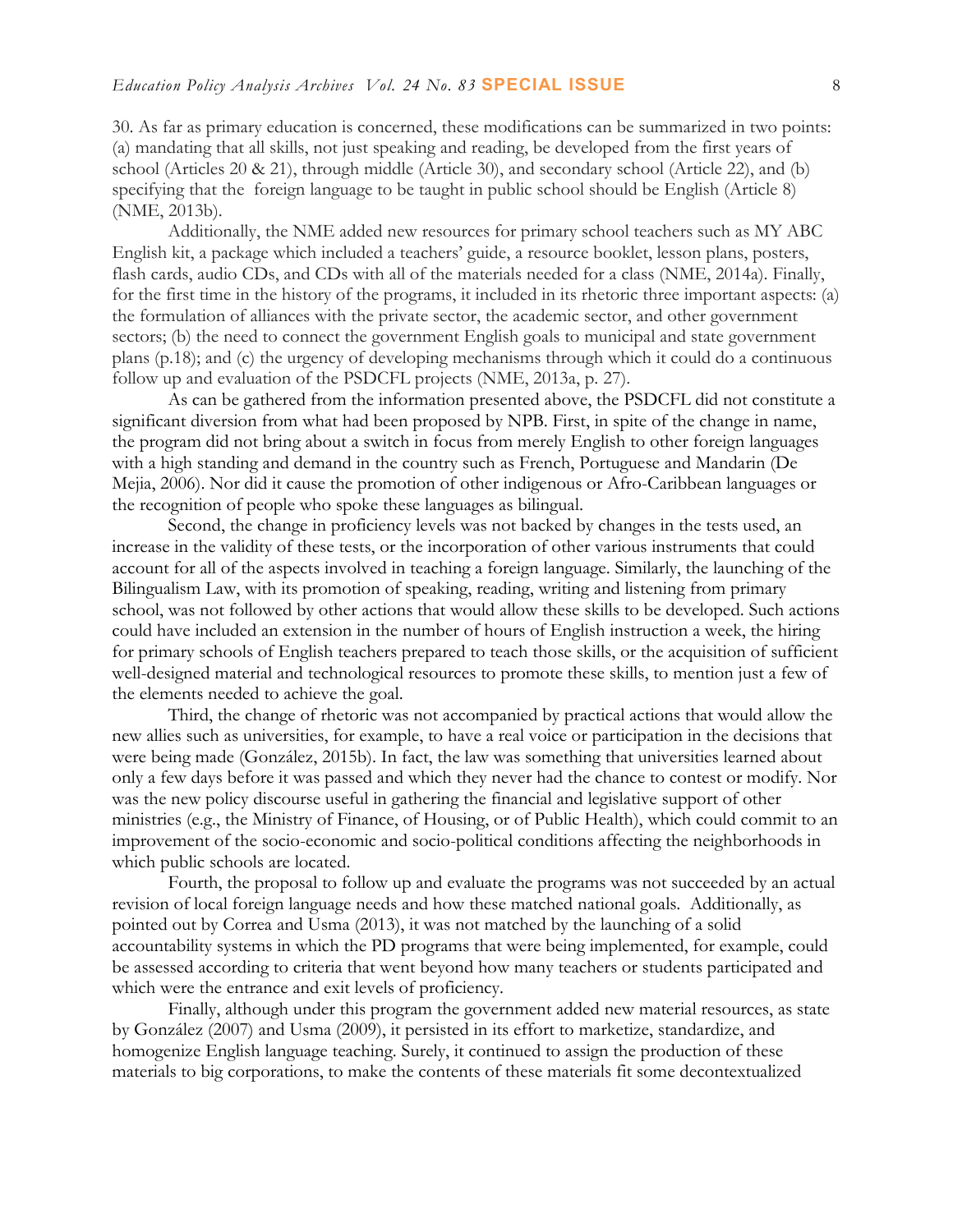30. As far as primary education is concerned, these modifications can be summarized in two points: (a) mandating that all skills, not just speaking and reading, be developed from the first years of school (Articles 20 & 21), through middle (Article 30), and secondary school (Article 22), and (b) specifying that the foreign language to be taught in public school should be English (Article 8) (NME, 2013b).

Additionally, the NME added new resources for primary school teachers such as MY ABC English kit, a package which included a teachers' guide, a resource booklet, lesson plans, posters, flash cards, audio CDs, and CDs with all of the materials needed for a class (NME, 2014a). Finally, for the first time in the history of the programs, it included in its rhetoric three important aspects: (a) the formulation of alliances with the private sector, the academic sector, and other government sectors; (b) the need to connect the government English goals to municipal and state government plans (p.18); and (c) the urgency of developing mechanisms through which it could do a continuous follow up and evaluation of the PSDCFL projects (NME, 2013a, p. 27).

As can be gathered from the information presented above, the PSDCFL did not constitute a significant diversion from what had been proposed by NPB. First, in spite of the change in name, the program did not bring about a switch in focus from merely English to other foreign languages with a high standing and demand in the country such as French, Portuguese and Mandarin (De Mejia, 2006). Nor did it cause the promotion of other indigenous or Afro-Caribbean languages or the recognition of people who spoke these languages as bilingual.

Second, the change in proficiency levels was not backed by changes in the tests used, an increase in the validity of these tests, or the incorporation of other various instruments that could account for all of the aspects involved in teaching a foreign language. Similarly, the launching of the Bilingualism Law, with its promotion of speaking, reading, writing and listening from primary school, was not followed by other actions that would allow these skills to be developed. Such actions could have included an extension in the number of hours of English instruction a week, the hiring for primary schools of English teachers prepared to teach those skills, or the acquisition of sufficient well-designed material and technological resources to promote these skills, to mention just a few of the elements needed to achieve the goal.

Third, the change of rhetoric was not accompanied by practical actions that would allow the new allies such as universities, for example, to have a real voice or participation in the decisions that were being made (González, 2015b). In fact, the law was something that universities learned about only a few days before it was passed and which they never had the chance to contest or modify. Nor was the new policy discourse useful in gathering the financial and legislative support of other ministries (e.g., the Ministry of Finance, of Housing, or of Public Health), which could commit to an improvement of the socio-economic and socio-political conditions affecting the neighborhoods in which public schools are located.

Fourth, the proposal to follow up and evaluate the programs was not succeeded by an actual revision of local foreign language needs and how these matched national goals. Additionally, as pointed out by Correa and Usma (2013), it was not matched by the launching of a solid accountability systems in which the PD programs that were being implemented, for example, could be assessed according to criteria that went beyond how many teachers or students participated and which were the entrance and exit levels of proficiency.

Finally, although under this program the government added new material resources, as state by González (2007) and Usma (2009), it persisted in its effort to marketize, standardize, and homogenize English language teaching. Surely, it continued to assign the production of these materials to big corporations, to make the contents of these materials fit some decontextualized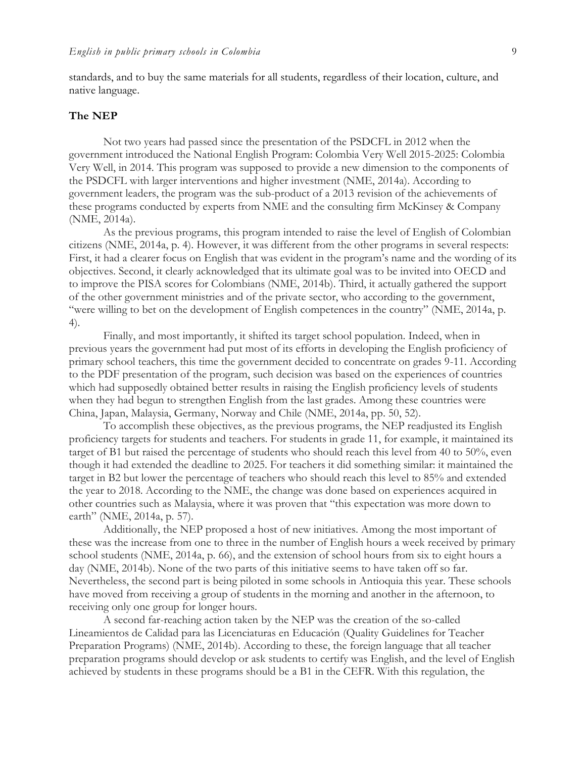standards, and to buy the same materials for all students, regardless of their location, culture, and native language.

### The NEP

Not two years had passed since the presentation of the PSDCFL in 2012 when the government introduced the National English Program: Colombia Very Well 2015-2025: Colombia Very Well, in 2014. This program was supposed to provide a new dimension to the components of the PSDCFL with larger interventions and higher investment (NME, 2014a). According to government leaders, the program was the sub-product of a 2013 revision of the achievements of these programs conducted by experts from NME and the consulting firm McKinsey & Company (NME, 2014a).

As the previous programs, this program intended to raise the level of English of Colombian citizens (NME, 2014a, p. 4). However, it was different from the other programs in several respects: First, it had a clearer focus on English that was evident in the program's name and the wording of its objectives. Second, it clearly acknowledged that its ultimate goal was to be invited into OECD and to improve the PISA scores for Colombians (NME, 2014b). Third, it actually gathered the support of the other government ministries and of the private sector, who according to the government, "were willing to bet on the development of English competences in the country" (NME, 2014a, p. 4).

Finally, and most importantly, it shifted its target school population. Indeed, when in previous years the government had put most of its efforts in developing the English proficiency of primary school teachers, this time the government decided to concentrate on grades 9-11. According to the PDF presentation of the program, such decision was based on the experiences of countries which had supposedly obtained better results in raising the English proficiency levels of students when they had begun to strengthen English from the last grades. Among these countries were China, Japan, Malaysia, Germany, Norway and Chile (NME, 2014a, pp. 50, 52).

To accomplish these objectives, as the previous programs, the NEP readjusted its English proficiency targets for students and teachers. For students in grade 11, for example, it maintained its target of B1 but raised the percentage of students who should reach this level from 40 to 50%, even though it had extended the deadline to 2025. For teachers it did something similar: it maintained the target in B2 but lower the percentage of teachers who should reach this level to 85% and extended the year to 2018. According to the NME, the change was done based on experiences acquired in other countries such as Malaysia, where it was proven that "this expectation was more down to earth" (NME, 2014a, p. 57).

Additionally, the NEP proposed a host of new initiatives. Among the most important of these was the increase from one to three in the number of English hours a week received by primary school students (NME, 2014a, p. 66), and the extension of school hours from six to eight hours a day (NME, 2014b). None of the two parts of this initiative seems to have taken off so far. Nevertheless, the second part is being piloted in some schools in Antioquia this year. These schools have moved from receiving a group of students in the morning and another in the afternoon, to receiving only one group for longer hours.

A second far-reaching action taken by the NEP was the creation of the so-called Lineamientos de Calidad para las Licenciaturas en Educación (Quality Guidelines for Teacher Preparation Programs) (NME, 2014b). According to these, the foreign language that all teacher preparation programs should develop or ask students to certify was English, and the level of English achieved by students in these programs should be a B1 in the CEFR. With this regulation, the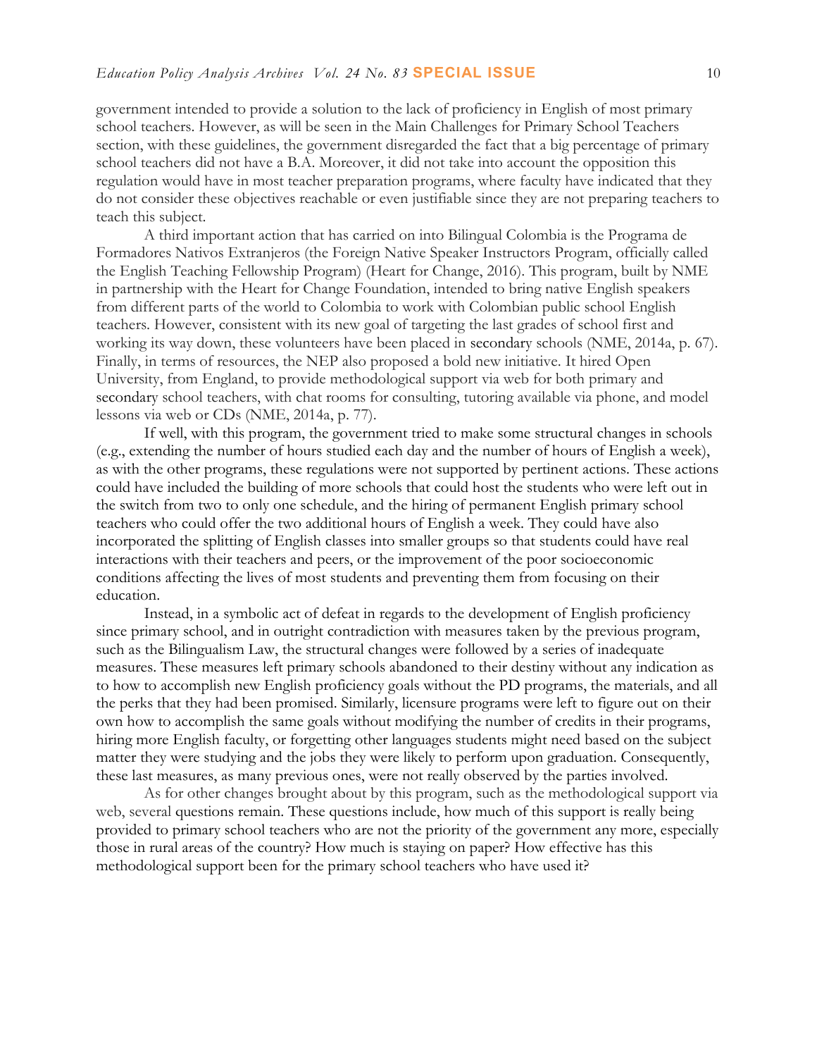government intended to provide a solution to the lack of proficiency in English of most primary school teachers. However, as will be seen in the Main Challenges for Primary School Teachers section, with these guidelines, the government disregarded the fact that a big percentage of primary school teachers did not have a B.A. Moreover, it did not take into account the opposition this regulation would have in most teacher preparation programs, where faculty have indicated that they do not consider these objectives reachable or even justifiable since they are not preparing teachers to teach this subject.

A third important action that has carried on into Bilingual Colombia is the Programa de Formadores Nativos Extranjeros (the Foreign Native Speaker Instructors Program, officially called the English Teaching Fellowship Program) (Heart for Change, 2016). This program, built by NME in partnership with the Heart for Change Foundation, intended to bring native English speakers from different parts of the world to Colombia to work with Colombian public school English teachers. However, consistent with its new goal of targeting the last grades of school first and working its way down, these volunteers have been placed in secondary schools (NME, 2014a, p. 67). Finally, in terms of resources, the NEP also proposed a bold new initiative. It hired Open University, from England, to provide methodological support via web for both primary and secondary school teachers, with chat rooms for consulting, tutoring available via phone, and model lessons via web or CDs (NME, 2014a, p. 77).

If well, with this program, the government tried to make some structural changes in schools (e.g., extending the number of hours studied each day and the number of hours of English a week), as with the other programs, these regulations were not supported by pertinent actions. These actions could have included the building of more schools that could host the students who were left out in the switch from two to only one schedule, and the hiring of permanent English primary school teachers who could offer the two additional hours of English a week. They could have also incorporated the splitting of English classes into smaller groups so that students could have real interactions with their teachers and peers, or the improvement of the poor socioeconomic conditions affecting the lives of most students and preventing them from focusing on their education.

Instead, in a symbolic act of defeat in regards to the development of English proficiency since primary school, and in outright contradiction with measures taken by the previous program, such as the Bilingualism Law, the structural changes were followed by a series of inadequate measures. These measures left primary schools abandoned to their destiny without any indication as to how to accomplish new English proficiency goals without the PD programs, the materials, and all the perks that they had been promised. Similarly, licensure programs were left to figure out on their own how to accomplish the same goals without modifying the number of credits in their programs, hiring more English faculty, or forgetting other languages students might need based on the subject matter they were studying and the jobs they were likely to perform upon graduation. Consequently, these last measures, as many previous ones, were not really observed by the parties involved.

As for other changes brought about by this program, such as the methodological support via web, several questions remain. These questions include, how much of this support is really being provided to primary school teachers who are not the priority of the government any more, especially those in rural areas of the country? How much is staying on paper? How effective has this methodological support been for the primary school teachers who have used it?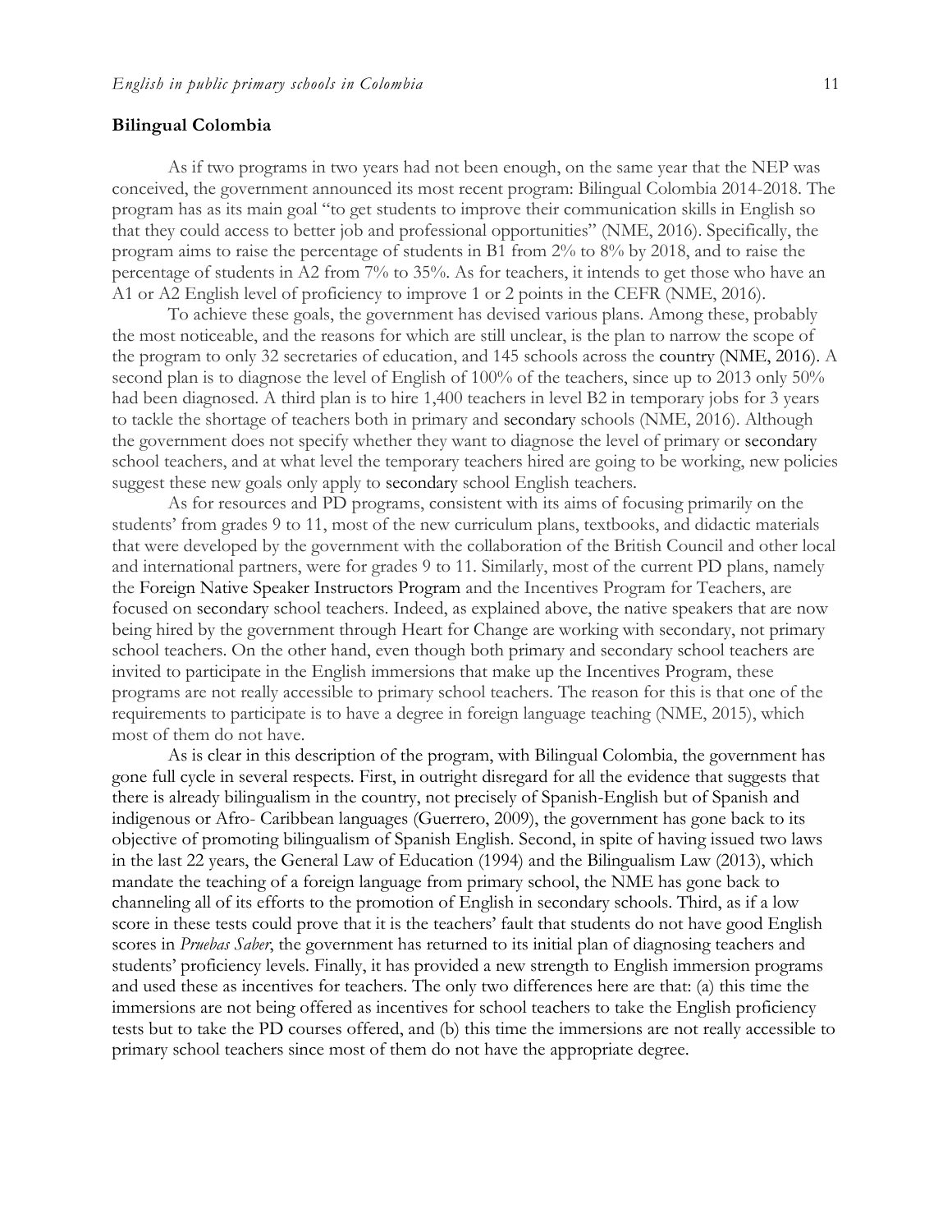## Bilingual Colombia

As if two programs in two years had not been enough, on the same year that the NEP was conceived, the government announced its most recent program: Bilingual Colombia 2014-2018. The program has as its main goal "to get students to improve their communication skills in English so that they could access to better job and professional opportunities" (NME, 2016). Specifically, the program aims to raise the percentage of students in B1 from 2% to 8% by 2018, and to raise the percentage of students in A2 from 7% to 35%. As for teachers, it intends to get those who have an A1 or A2 English level of proficiency to improve 1 or 2 points in the CEFR (NME, 2016).

To achieve these goals, the government has devised various plans. Among these, probably the most noticeable, and the reasons for which are still unclear, is the plan to narrow the scope of the program to only 32 secretaries of education, and 145 schools across the country (NME, 2016). A second plan is to diagnose the level of English of 100% of the teachers, since up to 2013 only 50% had been diagnosed. A third plan is to hire 1,400 teachers in level B2 in temporary jobs for 3 years to tackle the shortage of teachers both in primary and secondary schools (NME, 2016). Although the government does not specify whether they want to diagnose the level of primary or secondary school teachers, and at what level the temporary teachers hired are going to be working, new policies suggest these new goals only apply to secondary school English teachers.

As for resources and PD programs, consistent with its aims of focusing primarily on the students' from grades 9 to 11, most of the new curriculum plans, textbooks, and didactic materials that were developed by the government with the collaboration of the British Council and other local and international partners, were for grades 9 to 11. Similarly, most of the current PD plans, namely the Foreign Native Speaker Instructors Program and the Incentives Program for Teachers, are focused on secondary school teachers. Indeed, as explained above, the native speakers that are now being hired by the government through Heart for Change are working with secondary, not primary school teachers. On the other hand, even though both primary and secondary school teachers are invited to participate in the English immersions that make up the Incentives Program, these programs are not really accessible to primary school teachers. The reason for this is that one of the requirements to participate is to have a degree in foreign language teaching (NME, 2015), which most of them do not have.

As is clear in this description of the program, with Bilingual Colombia, the government has gone full cycle in several respects. First, in outright disregard for all the evidence that suggests that there is already bilingualism in the country, not precisely of Spanish-English but of Spanish and indigenous or Afro- Caribbean languages (Guerrero, 2009), the government has gone back to its objective of promoting bilingualism of Spanish English. Second, in spite of having issued two laws in the last 22 years, the General Law of Education (1994) and the Bilingualism Law (2013), which mandate the teaching of a foreign language from primary school, the NME has gone back to channeling all of its efforts to the promotion of English in secondary schools. Third, as if a low score in these tests could prove that it is the teachers' fault that students do not have good English scores in *Pruebas Saber*, the government has returned to its initial plan of diagnosing teachers and students' proficiency levels. Finally, it has provided a new strength to English immersion programs and used these as incentives for teachers. The only two differences here are that: (a) this time the immersions are not being offered as incentives for school teachers to take the English proficiency tests but to take the PD courses offered, and (b) this time the immersions are not really accessible to primary school teachers since most of them do not have the appropriate degree.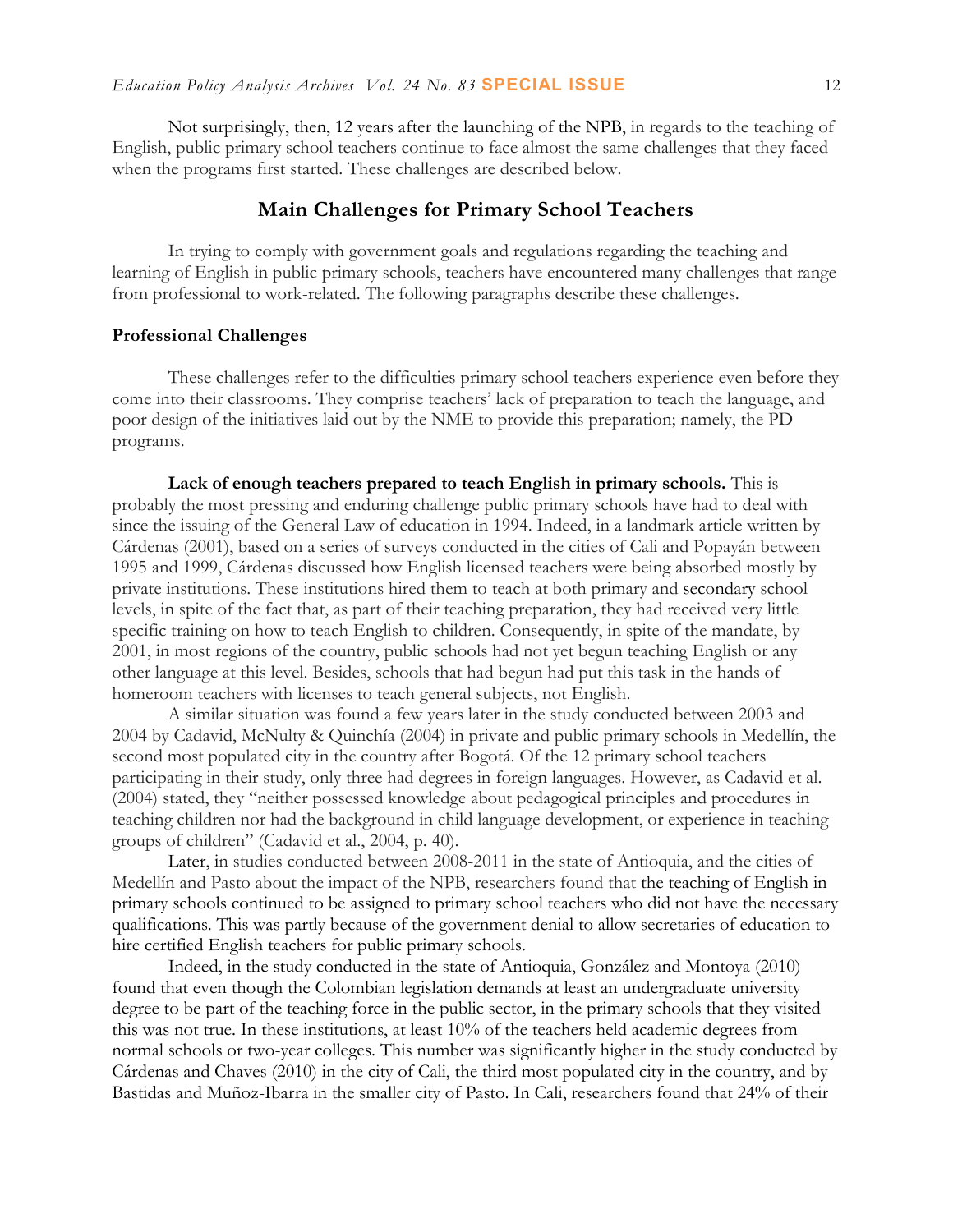Not surprisingly, then, 12 years after the launching of the NPB, in regards to the teaching of English, public primary school teachers continue to face almost the same challenges that they faced when the programs first started. These challenges are described below.

## Main Challenges for Primary School Teachers

In trying to comply with government goals and regulations regarding the teaching and learning of English in public primary schools, teachers have encountered many challenges that range from professional to work-related. The following paragraphs describe these challenges.

### Professional Challenges

These challenges refer to the difficulties primary school teachers experience even before they come into their classrooms. They comprise teachers' lack of preparation to teach the language, and poor design of the initiatives laid out by the NME to provide this preparation; namely, the PD programs.

**Lack of enough teachers prepared to teach English in primary schools.** This is probably the most pressing and enduring challenge public primary schools have had to deal with since the issuing of the General Law of education in 1994. Indeed, in a landmark article written by Cárdenas (2001), based on a series of surveys conducted in the cities of Cali and Popayán between 1995 and 1999, Cárdenas discussed how English licensed teachers were being absorbed mostly by private institutions. These institutions hired them to teach at both primary and secondary school levels, in spite of the fact that, as part of their teaching preparation, they had received very little specific training on how to teach English to children. Consequently, in spite of the mandate, by 2001, in most regions of the country, public schools had not yet begun teaching English or any other language at this level. Besides, schools that had begun had put this task in the hands of homeroom teachers with licenses to teach general subjects, not English.

A similar situation was found a few years later in the study conducted between 2003 and 2004 by Cadavid, McNulty & Quinchía (2004) in private and public primary schools in Medellín, the second most populated city in the country after Bogotá. Of the 12 primary school teachers participating in their study, only three had degrees in foreign languages. However, as Cadavid et al. (2004) stated, they "neither possessed knowledge about pedagogical principles and procedures in teaching children nor had the background in child language development, or experience in teaching groups of children" (Cadavid et al., 2004, p. 40).

Later, in studies conducted between 2008-2011 in the state of Antioquia, and the cities of Medellín and Pasto about the impact of the NPB, researchers found that the teaching of English in primary schools continued to be assigned to primary school teachers who did not have the necessary qualifications. This was partly because of the government denial to allow secretaries of education to hire certified English teachers for public primary schools.

Indeed, in the study conducted in the state of Antioquia, González and Montoya (2010) found that even though the Colombian legislation demands at least an undergraduate university degree to be part of the teaching force in the public sector, in the primary schools that they visited this was not true. In these institutions, at least 10% of the teachers held academic degrees from normal schools or two-year colleges. This number was significantly higher in the study conducted by Cárdenas and Chaves (2010) in the city of Cali, the third most populated city in the country, and by Bastidas and Muñoz-Ibarra in the smaller city of Pasto. In Cali, researchers found that 24% of their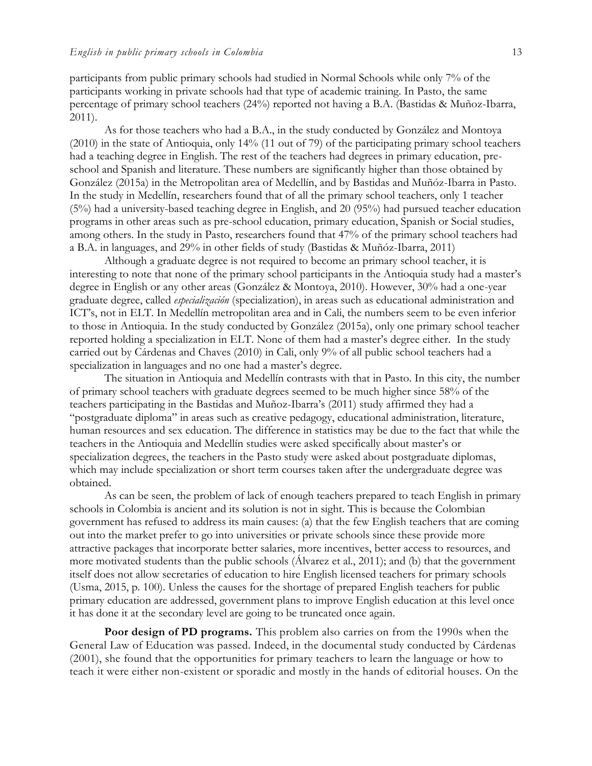participants from public primary schools had studied in Normal Schools while only 7% of the participants working in private schools had that type of academic training. In Pasto, the same percentage of primary school teachers (24%) reported not having a B.A. (Bastidas & Muñoz-Ibarra, 2011).

As for those teachers who had a B.A., in the study conducted by González and Montoya (2010) in the state of Antioquia, only 14% (11 out of 79) of the participating primary school teachers had a teaching degree in English. The rest of the teachers had degrees in primary education, pre-school and Spanish and literature. These numbers are significantly higher than those obtained by González (2015a) in the Metropolitan area of Medellín, and by Bastidas and Muñóz-Ibarra in Pasto. In the study in Medellín, researchers found that of all the primary school teachers, only 1 teacher (5%) had a university-based teaching degree in English, and 20 (95%) had pursued teacher education programs in other areas such as pre-school education, primary education, Spanish or Social studies, among others. In the study in Pasto, researchers found that 47% of the primary school teachers had a B.A. in languages, and 29% in other fields of study (Bastidas & Muñóz-Ibarra, 2011)

Although a graduate degree is not required to become an primary school teacher, it is interesting to note that none of the primary school participants in the Antioquia study had a master's degree in English or any other areas (González & Montoya, 2010). However, 30% had a one-year graduate degree, called *especialización* (specialization), in areas such as educational administration and ICT's, not in ELT. In Medellín metropolitan area and in Cali, the numbers seem to be even inferior to those in Antioquia. In the study conducted by González (2015a), only one primary school teacher reported holding a specialization in ELT. None of them had a master's degree either. In the study carried out by Cárdenas and Chaves (2010) in Cali, only 9% of all public school teachers had a specialization in languages and no one had a master's degree.

The situation in Antioquia and Medellín contrasts with that in Pasto. In this city, the number of primary school teachers with graduate degrees seemed to be much higher since 58% of the teachers participating in the Bastidas and Muñoz-Ibarra's (2011) study affirmed they had a "postgraduate diploma" in areas such as creative pedagogy, educational administration, literature, human resources and sex education. The difference in statistics may be due to the fact that while the teachers in the Antioquia and Medellín studies were asked specifically about master's or specialization degrees, the teachers in the Pasto study were asked about postgraduate diplomas, which may include specialization or short term courses taken after the undergraduate degree was obtained.

As can be seen, the problem of lack of enough teachers prepared to teach English in primary schools in Colombia is ancient and its solution is not in sight. This is because the Colombian government has refused to address its main causes: (a) that the few English teachers that are coming out into the market prefer to go into universities or private schools since these provide more attractive packages that incorporate better salaries, more incentives, better access to resources, and more motivated students than the public schools (Álvarez et al., 2011); and (b) that the government itself does not allow secretaries of education to hire English licensed teachers for primary schools (Usma, 2015, p. 100). Unless the causes for the shortage of prepared English teachers for public primary education are addressed, government plans to improve English education at this level once it has done it at the secondary level are going to be truncated once again.

**Poor design of PD programs.** This problem also carries on from the 1990s when the General Law of Education was passed. Indeed, in the documental study conducted by Cárdenas (2001), she found that the opportunities for primary teachers to learn the language or how to teach it were either non-existent or sporadic and mostly in the hands of editorial houses. On the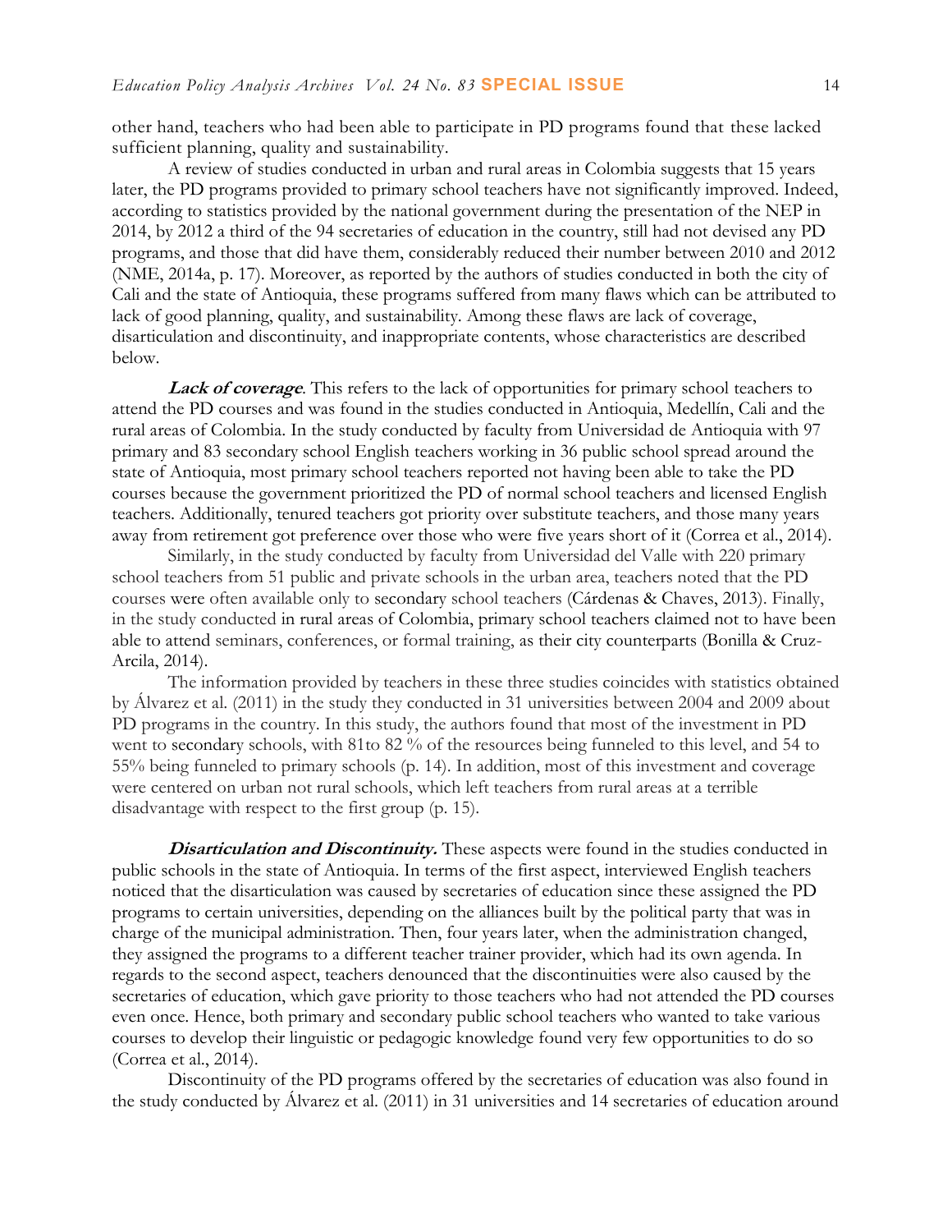other hand, teachers who had been able to participate in PD programs found that these lacked sufficient planning, quality and sustainability.

A review of studies conducted in urban and rural areas in Colombia suggests that 15 years later, the PD programs provided to primary school teachers have not significantly improved. Indeed, according to statistics provided by the national government during the presentation of the NEP in 2014, by 2012 a third of the 94 secretaries of education in the country, still had not devised any PD programs, and those that did have them, considerably reduced their number between 2010 and 2012 (NME, 2014a, p. 17). Moreover, as reported by the authors of studies conducted in both the city of Cali and the state of Antioquia, these programs suffered from many flaws which can be attributed to lack of good planning, quality, and sustainability. Among these flaws are lack of coverage, disarticulation and discontinuity, and inappropriate contents, whose characteristics are described below.

***Lack of coverage***. This refers to the lack of opportunities for primary school teachers to attend the PD courses and was found in the studies conducted in Antioquia, Medellín, Cali and the rural areas of Colombia. In the study conducted by faculty from Universidad de Antioquia with 97 primary and 83 secondary school English teachers working in 36 public school spread around the state of Antioquia, most primary school teachers reported not having been able to take the PD courses because the government prioritized the PD of normal school teachers and licensed English teachers. Additionally, tenured teachers got priority over substitute teachers, and those many years away from retirement got preference over those who were five years short of it (Correa et al., 2014).

Similarly, in the study conducted by faculty from Universidad del Valle with 220 primary school teachers from 51 public and private schools in the urban area, teachers noted that the PD courses were often available only to secondary school teachers (Cárdenas & Chaves, 2013). Finally, in the study conducted in rural areas of Colombia, primary school teachers claimed not to have been able to attend seminars, conferences, or formal training, as their city counterparts (Bonilla & Cruz-Arcila, 2014).

The information provided by teachers in these three studies coincides with statistics obtained by Álvarez et al. (2011) in the study they conducted in 31 universities between 2004 and 2009 about PD programs in the country. In this study, the authors found that most of the investment in PD went to secondary schools, with 81to 82 % of the resources being funneled to this level, and 54 to 55% being funneled to primary schools (p. 14). In addition, most of this investment and coverage were centered on urban not rural schools, which left teachers from rural areas at a terrible disadvantage with respect to the first group (p. 15).

***Disarticulation and Discontinuity.*** These aspects were found in the studies conducted in public schools in the state of Antioquia. In terms of the first aspect, interviewed English teachers noticed that the disarticulation was caused by secretaries of education since these assigned the PD programs to certain universities, depending on the alliances built by the political party that was in charge of the municipal administration. Then, four years later, when the administration changed, they assigned the programs to a different teacher trainer provider, which had its own agenda. In regards to the second aspect, teachers denounced that the discontinuities were also caused by the secretaries of education, which gave priority to those teachers who had not attended the PD courses even once. Hence, both primary and secondary public school teachers who wanted to take various courses to develop their linguistic or pedagogic knowledge found very few opportunities to do so (Correa et al., 2014).

Discontinuity of the PD programs offered by the secretaries of education was also found in the study conducted by Álvarez et al. (2011) in 31 universities and 14 secretaries of education around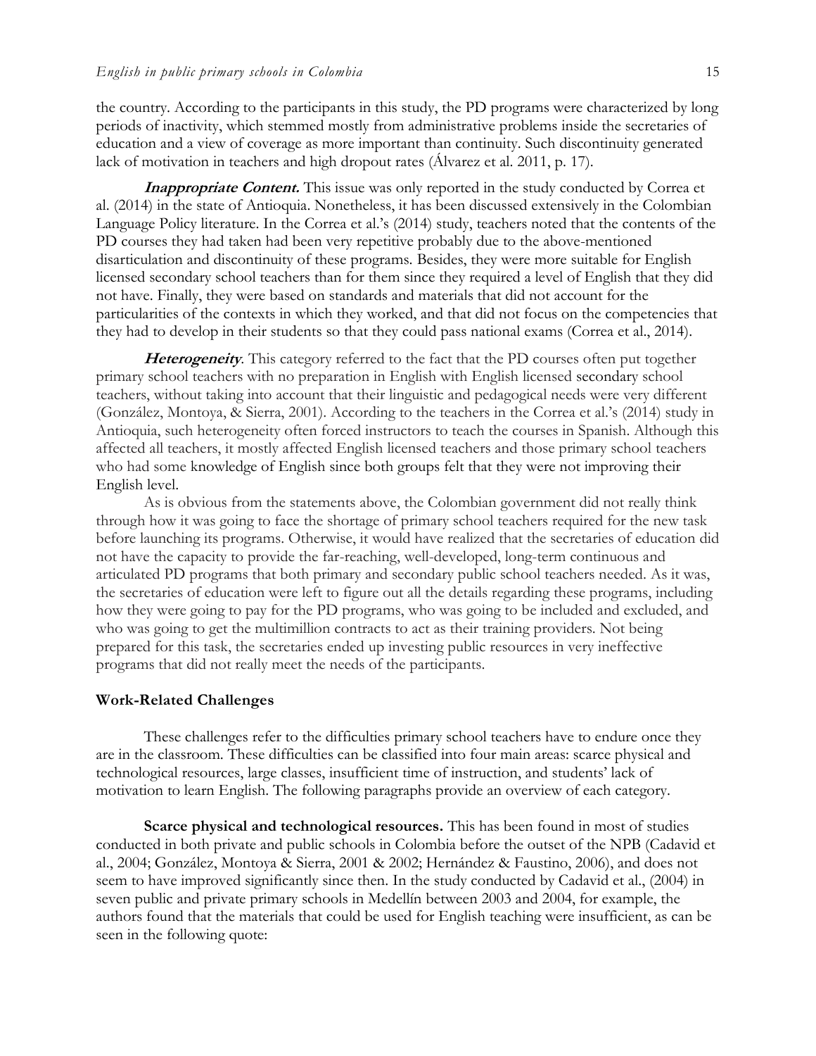the country. According to the participants in this study, the PD programs were characterized by long periods of inactivity, which stemmed mostly from administrative problems inside the secretaries of education and a view of coverage as more important than continuity. Such discontinuity generated lack of motivation in teachers and high dropout rates (Álvarez et al. 2011, p. 17).

***Inappropriate Content.*** This issue was only reported in the study conducted by Correa et al. (2014) in the state of Antioquia. Nonetheless, it has been discussed extensively in the Colombian Language Policy literature. In the Correa et al.'s (2014) study, teachers noted that the contents of the PD courses they had taken had been very repetitive probably due to the above-mentioned disarticulation and discontinuity of these programs. Besides, they were more suitable for English licensed secondary school teachers than for them since they required a level of English that they did not have. Finally, they were based on standards and materials that did not account for the particularities of the contexts in which they worked, and that did not focus on the competencies that they had to develop in their students so that they could pass national exams (Correa et al., 2014).

***Heterogeneity***. This category referred to the fact that the PD courses often put together primary school teachers with no preparation in English with English licensed secondary school teachers, without taking into account that their linguistic and pedagogical needs were very different (González, Montoya, & Sierra, 2001). According to the teachers in the Correa et al.'s (2014) study in Antioquia, such heterogeneity often forced instructors to teach the courses in Spanish. Although this affected all teachers, it mostly affected English licensed teachers and those primary school teachers who had some knowledge of English since both groups felt that they were not improving their English level.

As is obvious from the statements above, the Colombian government did not really think through how it was going to face the shortage of primary school teachers required for the new task before launching its programs. Otherwise, it would have realized that the secretaries of education did not have the capacity to provide the far-reaching, well-developed, long-term continuous and articulated PD programs that both primary and secondary public school teachers needed. As it was, the secretaries of education were left to figure out all the details regarding these programs, including how they were going to pay for the PD programs, who was going to be included and excluded, and who was going to get the multimillion contracts to act as their training providers. Not being prepared for this task, the secretaries ended up investing public resources in very ineffective programs that did not really meet the needs of the participants.

### Work-Related Challenges

These challenges refer to the difficulties primary school teachers have to endure once they are in the classroom. These difficulties can be classified into four main areas: scarce physical and technological resources, large classes, insufficient time of instruction, and students' lack of motivation to learn English. The following paragraphs provide an overview of each category.

**Scarce physical and technological resources.** This has been found in most of studies conducted in both private and public schools in Colombia before the outset of the NPB (Cadavid et al., 2004; González, Montoya & Sierra, 2001 & 2002; Hernández & Faustino, 2006), and does not seem to have improved significantly since then. In the study conducted by Cadavid et al., (2004) in seven public and private primary schools in Medellín between 2003 and 2004, for example, the authors found that the materials that could be used for English teaching were insufficient, as can be seen in the following quote: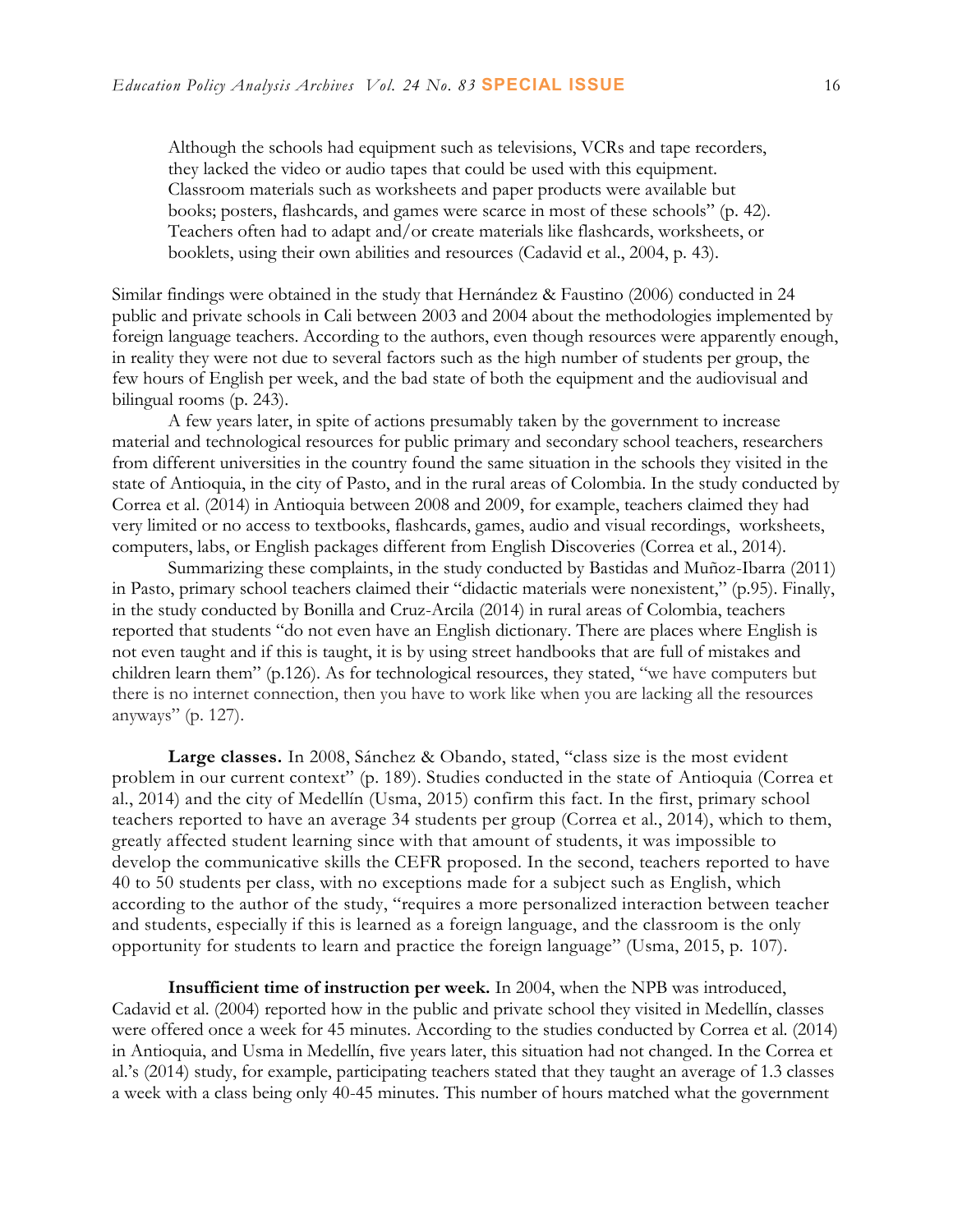> Although the schools had equipment such as televisions, VCRs and tape recorders, they lacked the video or audio tapes that could be used with this equipment. Classroom materials such as worksheets and paper products were available but books; posters, flashcards, and games were scarce in most of these schools" (p. 42). Teachers often had to adapt and/or create materials like flashcards, worksheets, or booklets, using their own abilities and resources (Cadavid et al., 2004, p. 43).

Similar findings were obtained in the study that Hernández & Faustino (2006) conducted in 24 public and private schools in Cali between 2003 and 2004 about the methodologies implemented by foreign language teachers. According to the authors, even though resources were apparently enough, in reality they were not due to several factors such as the high number of students per group, the few hours of English per week, and the bad state of both the equipment and the audiovisual and bilingual rooms (p. 243).

A few years later, in spite of actions presumably taken by the government to increase material and technological resources for public primary and secondary school teachers, researchers from different universities in the country found the same situation in the schools they visited in the state of Antioquia, in the city of Pasto, and in the rural areas of Colombia. In the study conducted by Correa et al. (2014) in Antioquia between 2008 and 2009, for example, teachers claimed they had very limited or no access to textbooks, flashcards, games, audio and visual recordings, worksheets, computers, labs, or English packages different from English Discoveries (Correa et al., 2014).

Summarizing these complaints, in the study conducted by Bastidas and Muñoz-Ibarra (2011) in Pasto, primary school teachers claimed their "didactic materials were nonexistent," (p.95). Finally, in the study conducted by Bonilla and Cruz-Arcila (2014) in rural areas of Colombia, teachers reported that students "do not even have an English dictionary. There are places where English is not even taught and if this is taught, it is by using street handbooks that are full of mistakes and children learn them" (p.126). As for technological resources, they stated, "we have computers but there is no internet connection, then you have to work like when you are lacking all the resources anyways" (p. 127).

**Large classes.** In 2008, Sánchez & Obando, stated, "class size is the most evident problem in our current context" (p. 189). Studies conducted in the state of Antioquia (Correa et al., 2014) and the city of Medellín (Usma, 2015) confirm this fact. In the first, primary school teachers reported to have an average 34 students per group (Correa et al., 2014), which to them, greatly affected student learning since with that amount of students, it was impossible to develop the communicative skills the CEFR proposed. In the second, teachers reported to have 40 to 50 students per class, with no exceptions made for a subject such as English, which according to the author of the study, "requires a more personalized interaction between teacher and students, especially if this is learned as a foreign language, and the classroom is the only opportunity for students to learn and practice the foreign language" (Usma, 2015, p. 107).

**Insufficient time of instruction per week.** In 2004, when the NPB was introduced, Cadavid et al. (2004) reported how in the public and private school they visited in Medellín, classes were offered once a week for 45 minutes. According to the studies conducted by Correa et al. (2014) in Antioquia, and Usma in Medellín, five years later, this situation had not changed. In the Correa et al.'s (2014) study, for example, participating teachers stated that they taught an average of 1.3 classes a week with a class being only 40-45 minutes. This number of hours matched what the government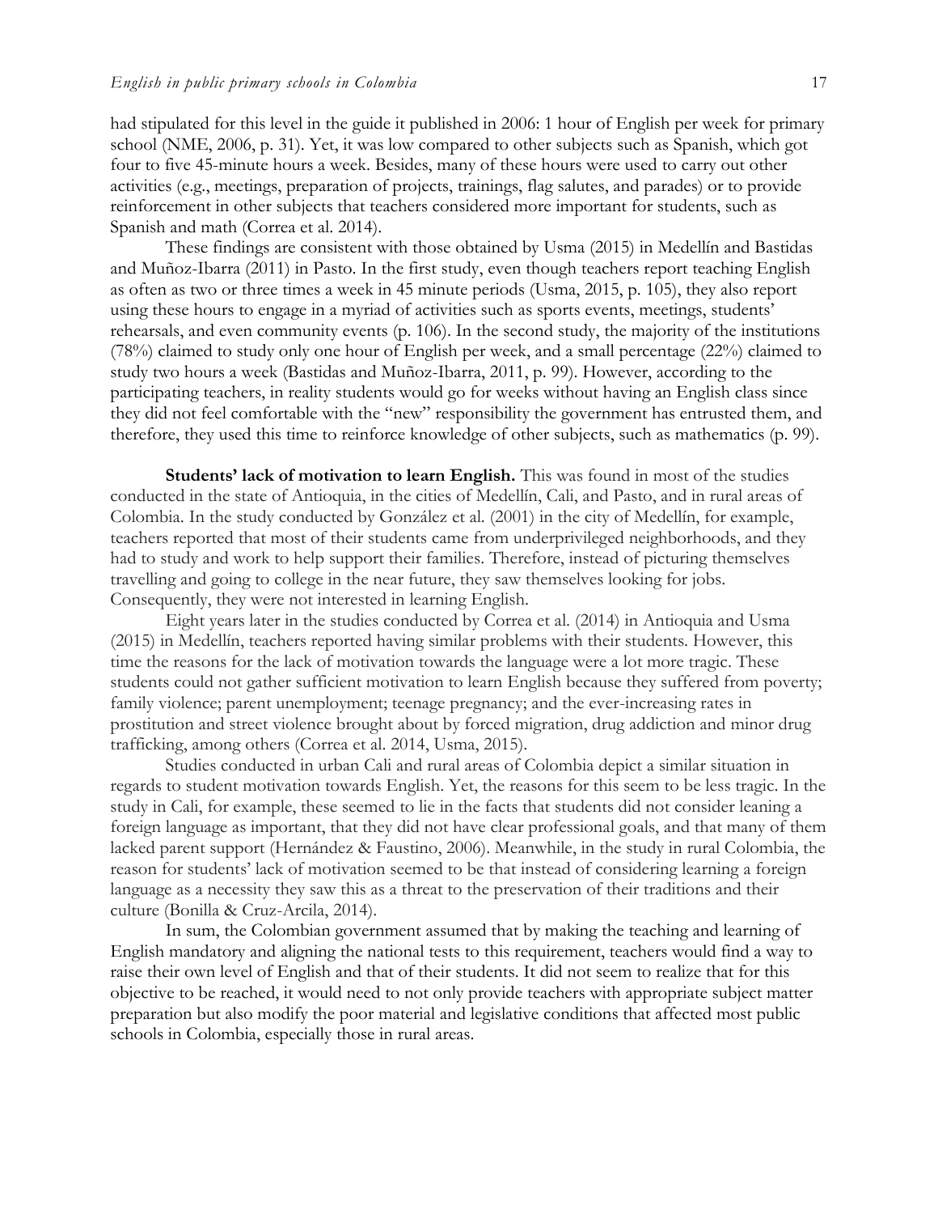had stipulated for this level in the guide it published in 2006: 1 hour of English per week for primary school (NME, 2006, p. 31). Yet, it was low compared to other subjects such as Spanish, which got four to five 45-minute hours a week. Besides, many of these hours were used to carry out other activities (e.g., meetings, preparation of projects, trainings, flag salutes, and parades) or to provide reinforcement in other subjects that teachers considered more important for students, such as Spanish and math (Correa et al. 2014).

These findings are consistent with those obtained by Usma (2015) in Medellín and Bastidas and Muñoz-Ibarra (2011) in Pasto. In the first study, even though teachers report teaching English as often as two or three times a week in 45 minute periods (Usma, 2015, p. 105), they also report using these hours to engage in a myriad of activities such as sports events, meetings, students' rehearsals, and even community events (p. 106). In the second study, the majority of the institutions (78%) claimed to study only one hour of English per week, and a small percentage (22%) claimed to study two hours a week (Bastidas and Muñoz-Ibarra, 2011, p. 99). However, according to the participating teachers, in reality students would go for weeks without having an English class since they did not feel comfortable with the "new" responsibility the government has entrusted them, and therefore, they used this time to reinforce knowledge of other subjects, such as mathematics (p. 99).

**Students' lack of motivation to learn English.** This was found in most of the studies conducted in the state of Antioquia, in the cities of Medellín, Cali, and Pasto, and in rural areas of Colombia. In the study conducted by González et al. (2001) in the city of Medellín, for example, teachers reported that most of their students came from underprivileged neighborhoods, and they had to study and work to help support their families. Therefore, instead of picturing themselves travelling and going to college in the near future, they saw themselves looking for jobs. Consequently, they were not interested in learning English.

Eight years later in the studies conducted by Correa et al. (2014) in Antioquia and Usma (2015) in Medellín, teachers reported having similar problems with their students. However, this time the reasons for the lack of motivation towards the language were a lot more tragic. These students could not gather sufficient motivation to learn English because they suffered from poverty; family violence; parent unemployment; teenage pregnancy; and the ever-increasing rates in prostitution and street violence brought about by forced migration, drug addiction and minor drug trafficking, among others (Correa et al. 2014, Usma, 2015).

Studies conducted in urban Cali and rural areas of Colombia depict a similar situation in regards to student motivation towards English. Yet, the reasons for this seem to be less tragic. In the study in Cali, for example, these seemed to lie in the facts that students did not consider leaning a foreign language as important, that they did not have clear professional goals, and that many of them lacked parent support (Hernández & Faustino, 2006). Meanwhile, in the study in rural Colombia, the reason for students' lack of motivation seemed to be that instead of considering learning a foreign language as a necessity they saw this as a threat to the preservation of their traditions and their culture (Bonilla & Cruz-Arcila, 2014).

In sum, the Colombian government assumed that by making the teaching and learning of English mandatory and aligning the national tests to this requirement, teachers would find a way to raise their own level of English and that of their students. It did not seem to realize that for this objective to be reached, it would need to not only provide teachers with appropriate subject matter preparation but also modify the poor material and legislative conditions that affected most public schools in Colombia, especially those in rural areas.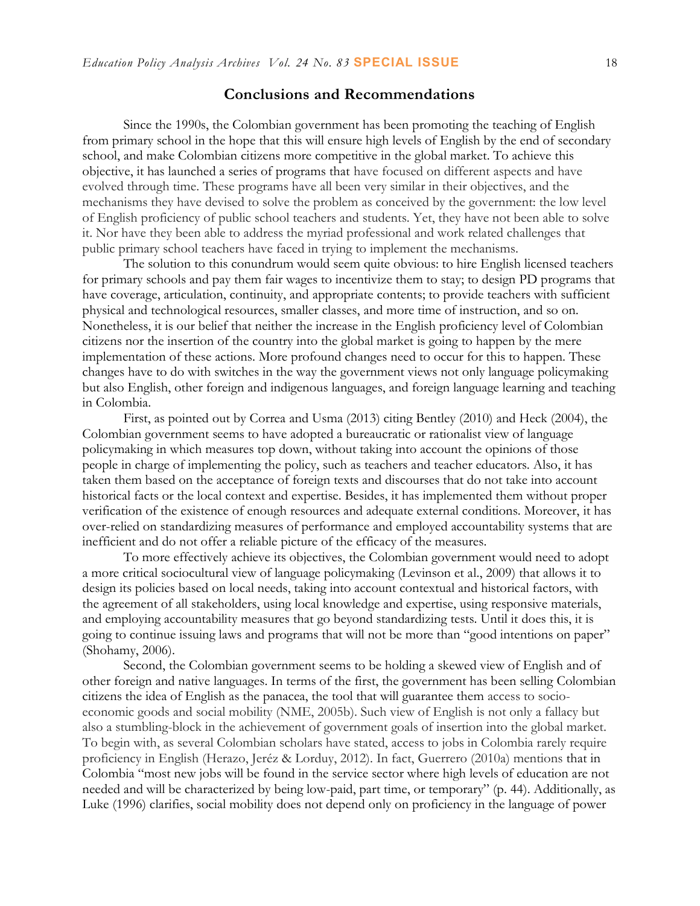## Conclusions and Recommendations

Since the 1990s, the Colombian government has been promoting the teaching of English from primary school in the hope that this will ensure high levels of English by the end of secondary school, and make Colombian citizens more competitive in the global market. To achieve this objective, it has launched a series of programs that have focused on different aspects and have evolved through time. These programs have all been very similar in their objectives, and the mechanisms they have devised to solve the problem as conceived by the government: the low level of English proficiency of public school teachers and students. Yet, they have not been able to solve it. Nor have they been able to address the myriad professional and work related challenges that public primary school teachers have faced in trying to implement the mechanisms.

The solution to this conundrum would seem quite obvious: to hire English licensed teachers for primary schools and pay them fair wages to incentivize them to stay; to design PD programs that have coverage, articulation, continuity, and appropriate contents; to provide teachers with sufficient physical and technological resources, smaller classes, and more time of instruction, and so on. Nonetheless, it is our belief that neither the increase in the English proficiency level of Colombian citizens nor the insertion of the country into the global market is going to happen by the mere implementation of these actions. More profound changes need to occur for this to happen. These changes have to do with switches in the way the government views not only language policymaking but also English, other foreign and indigenous languages, and foreign language learning and teaching in Colombia.

First, as pointed out by Correa and Usma (2013) citing Bentley (2010) and Heck (2004), the Colombian government seems to have adopted a bureaucratic or rationalist view of language policymaking in which measures top down, without taking into account the opinions of those people in charge of implementing the policy, such as teachers and teacher educators. Also, it has taken them based on the acceptance of foreign texts and discourses that do not take into account historical facts or the local context and expertise. Besides, it has implemented them without proper verification of the existence of enough resources and adequate external conditions. Moreover, it has over-relied on standardizing measures of performance and employed accountability systems that are inefficient and do not offer a reliable picture of the efficacy of the measures.

To more effectively achieve its objectives, the Colombian government would need to adopt a more critical sociocultural view of language policymaking (Levinson et al., 2009) that allows it to design its policies based on local needs, taking into account contextual and historical factors, with the agreement of all stakeholders, using local knowledge and expertise, using responsive materials, and employing accountability measures that go beyond standardizing tests. Until it does this, it is going to continue issuing laws and programs that will not be more than "good intentions on paper" (Shohamy, 2006).

Second, the Colombian government seems to be holding a skewed view of English and of other foreign and native languages. In terms of the first, the government has been selling Colombian citizens the idea of English as the panacea, the tool that will guarantee them access to socio-economic goods and social mobility (NME, 2005b). Such view of English is not only a fallacy but also a stumbling-block in the achievement of government goals of insertion into the global market. To begin with, as several Colombian scholars have stated, access to jobs in Colombia rarely require proficiency in English (Herazo, Jeréz & Lorduy, 2012). In fact, Guerrero (2010a) mentions that in Colombia "most new jobs will be found in the service sector where high levels of education are not needed and will be characterized by being low-paid, part time, or temporary" (p. 44). Additionally, as Luke (1996) clarifies, social mobility does not depend only on proficiency in the language of power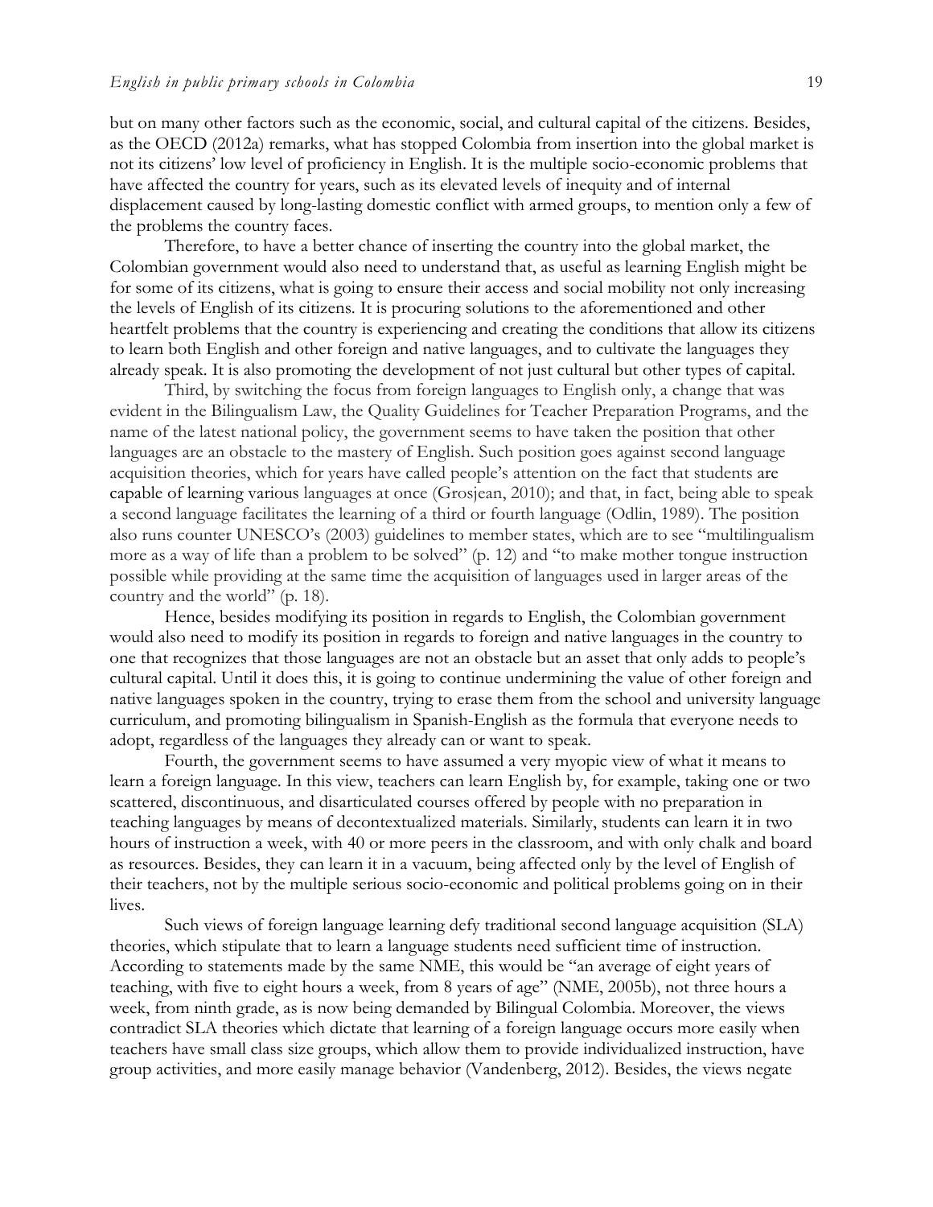but on many other factors such as the economic, social, and cultural capital of the citizens. Besides, as the OECD (2012a) remarks, what has stopped Colombia from insertion into the global market is not its citizens' low level of proficiency in English. It is the multiple socio-economic problems that have affected the country for years, such as its elevated levels of inequity and of internal displacement caused by long-lasting domestic conflict with armed groups, to mention only a few of the problems the country faces.

Therefore, to have a better chance of inserting the country into the global market, the Colombian government would also need to understand that, as useful as learning English might be for some of its citizens, what is going to ensure their access and social mobility not only increasing the levels of English of its citizens. It is procuring solutions to the aforementioned and other heartfelt problems that the country is experiencing and creating the conditions that allow its citizens to learn both English and other foreign and native languages, and to cultivate the languages they already speak. It is also promoting the development of not just cultural but other types of capital.

Third, by switching the focus from foreign languages to English only, a change that was evident in the Bilingualism Law, the Quality Guidelines for Teacher Preparation Programs, and the name of the latest national policy, the government seems to have taken the position that other languages are an obstacle to the mastery of English. Such position goes against second language acquisition theories, which for years have called people's attention on the fact that students are capable of learning various languages at once (Grosjean, 2010); and that, in fact, being able to speak a second language facilitates the learning of a third or fourth language (Odlin, 1989). The position also runs counter UNESCO's (2003) guidelines to member states, which are to see "multilingualism more as a way of life than a problem to be solved" (p. 12) and "to make mother tongue instruction possible while providing at the same time the acquisition of languages used in larger areas of the country and the world" (p. 18).

Hence, besides modifying its position in regards to English, the Colombian government would also need to modify its position in regards to foreign and native languages in the country to one that recognizes that those languages are not an obstacle but an asset that only adds to people's cultural capital. Until it does this, it is going to continue undermining the value of other foreign and native languages spoken in the country, trying to erase them from the school and university language curriculum, and promoting bilingualism in Spanish-English as the formula that everyone needs to adopt, regardless of the languages they already can or want to speak.

Fourth, the government seems to have assumed a very myopic view of what it means to learn a foreign language. In this view, teachers can learn English by, for example, taking one or two scattered, discontinuous, and disarticulated courses offered by people with no preparation in teaching languages by means of decontextualized materials. Similarly, students can learn it in two hours of instruction a week, with 40 or more peers in the classroom, and with only chalk and board as resources. Besides, they can learn it in a vacuum, being affected only by the level of English of their teachers, not by the multiple serious socio-economic and political problems going on in their lives.

Such views of foreign language learning defy traditional second language acquisition (SLA) theories, which stipulate that to learn a language students need sufficient time of instruction. According to statements made by the same NME, this would be "an average of eight years of teaching, with five to eight hours a week, from 8 years of age" (NME, 2005b), not three hours a week, from ninth grade, as is now being demanded by Bilingual Colombia. Moreover, the views contradict SLA theories which dictate that learning of a foreign language occurs more easily when teachers have small class size groups, which allow them to provide individualized instruction, have group activities, and more easily manage behavior (Vandenberg, 2012). Besides, the views negate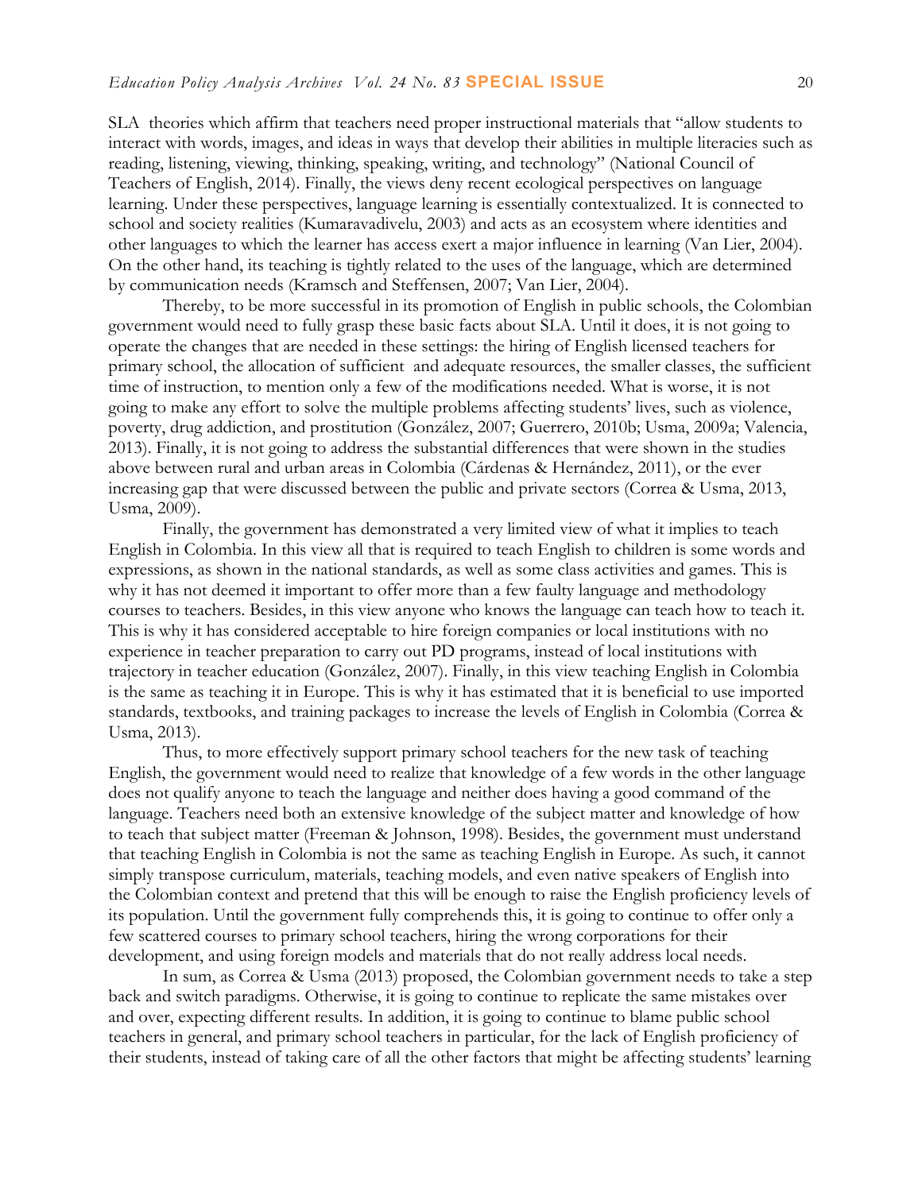SLA theories which affirm that teachers need proper instructional materials that "allow students to interact with words, images, and ideas in ways that develop their abilities in multiple literacies such as reading, listening, viewing, thinking, speaking, writing, and technology" (National Council of Teachers of English, 2014). Finally, the views deny recent ecological perspectives on language learning. Under these perspectives, language learning is essentially contextualized. It is connected to school and society realities (Kumaravadivelu, 2003) and acts as an ecosystem where identities and other languages to which the learner has access exert a major influence in learning (Van Lier, 2004). On the other hand, its teaching is tightly related to the uses of the language, which are determined by communication needs (Kramsch and Steffensen, 2007; Van Lier, 2004).

Thereby, to be more successful in its promotion of English in public schools, the Colombian government would need to fully grasp these basic facts about SLA. Until it does, it is not going to operate the changes that are needed in these settings: the hiring of English licensed teachers for primary school, the allocation of sufficient and adequate resources, the smaller classes, the sufficient time of instruction, to mention only a few of the modifications needed. What is worse, it is not going to make any effort to solve the multiple problems affecting students' lives, such as violence, poverty, drug addiction, and prostitution (González, 2007; Guerrero, 2010b; Usma, 2009a; Valencia, 2013). Finally, it is not going to address the substantial differences that were shown in the studies above between rural and urban areas in Colombia (Cárdenas & Hernández, 2011), or the ever increasing gap that were discussed between the public and private sectors (Correa & Usma, 2013, Usma, 2009).

Finally, the government has demonstrated a very limited view of what it implies to teach English in Colombia. In this view all that is required to teach English to children is some words and expressions, as shown in the national standards, as well as some class activities and games. This is why it has not deemed it important to offer more than a few faulty language and methodology courses to teachers. Besides, in this view anyone who knows the language can teach how to teach it. This is why it has considered acceptable to hire foreign companies or local institutions with no experience in teacher preparation to carry out PD programs, instead of local institutions with trajectory in teacher education (González, 2007). Finally, in this view teaching English in Colombia is the same as teaching it in Europe. This is why it has estimated that it is beneficial to use imported standards, textbooks, and training packages to increase the levels of English in Colombia (Correa & Usma, 2013).

Thus, to more effectively support primary school teachers for the new task of teaching English, the government would need to realize that knowledge of a few words in the other language does not qualify anyone to teach the language and neither does having a good command of the language. Teachers need both an extensive knowledge of the subject matter and knowledge of how to teach that subject matter (Freeman & Johnson, 1998). Besides, the government must understand that teaching English in Colombia is not the same as teaching English in Europe. As such, it cannot simply transpose curriculum, materials, teaching models, and even native speakers of English into the Colombian context and pretend that this will be enough to raise the English proficiency levels of its population. Until the government fully comprehends this, it is going to continue to offer only a few scattered courses to primary school teachers, hiring the wrong corporations for their development, and using foreign models and materials that do not really address local needs.

In sum, as Correa & Usma (2013) proposed, the Colombian government needs to take a step back and switch paradigms. Otherwise, it is going to continue to replicate the same mistakes over and over, expecting different results. In addition, it is going to continue to blame public school teachers in general, and primary school teachers in particular, for the lack of English proficiency of their students, instead of taking care of all the other factors that might be affecting students' learning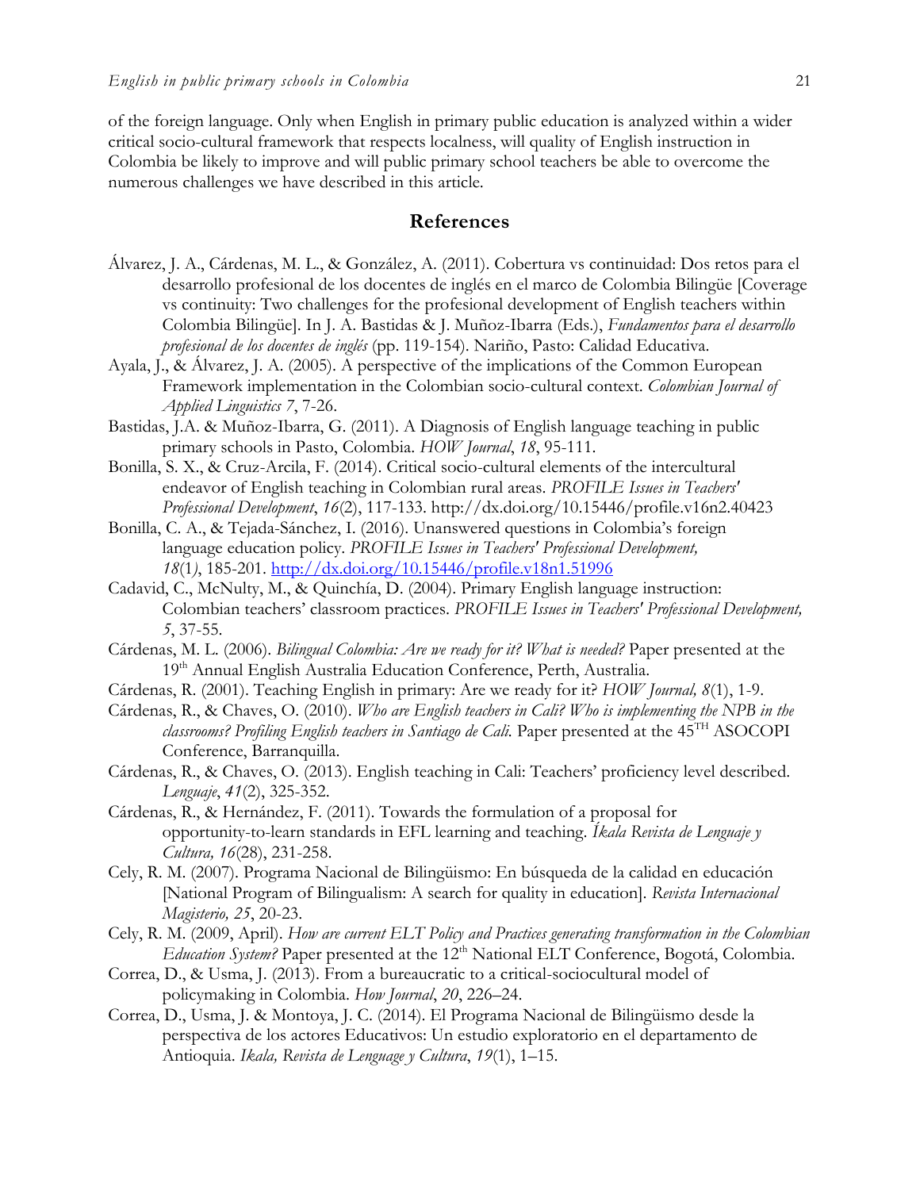of the foreign language. Only when English in primary public education is analyzed within a wider critical socio-cultural framework that respects localness, will quality of English instruction in Colombia be likely to improve and will public primary school teachers be able to overcome the numerous challenges we have described in this article.

## References

Álvarez, J. A., Cárdenas, M. L., & González, A. (2011). Cobertura vs continuidad: Dos retos para el desarrollo profesional de los docentes de inglés en el marco de Colombia Bilingüe [Coverage vs continuity: Two challenges for the profesional development of English teachers within Colombia Bilingüe]. In J. A. Bastidas & J. Muñoz-Ibarra (Eds.), *Fundamentos para el desarrollo profesional de los docentes de inglés* (pp. 119-154). Nariño, Pasto: Calidad Educativa.

Ayala, J., & Álvarez, J. A. (2005). A perspective of the implications of the Common European Framework implementation in the Colombian socio-cultural context. *Colombian Journal of Applied Linguistics 7*, 7-26.

Bastidas, J.A. & Muñoz-Ibarra, G. (2011). A Diagnosis of English language teaching in public primary schools in Pasto, Colombia. *HOW Journal*, *18*, 95-111.

Bonilla, S. X., & Cruz-Arcila, F. (2014). Critical socio-cultural elements of the intercultural endeavor of English teaching in Colombian rural areas. *PROFILE Issues in Teachers' Professional Development*, *16*(2), 117-133. http://dx.doi.org/10.15446/profile.v16n2.40423

Bonilla, C. A., & Tejada-Sánchez, I. (2016). Unanswered questions in Colombia's foreign language education policy. *PROFILE Issues in Teachers' Professional Development, 18*(1), 185-201. http://dx.doi.org/10.15446/profile.v18n1.51996

Cadavid, C., McNulty, M., & Quinchía, D. (2004). Primary English language instruction: Colombian teachers' classroom practices. *PROFILE Issues in Teachers' Professional Development, 5*, 37-55.

Cárdenas, M. L. (2006). *Bilingual Colombia: Are we ready for it? What is needed?* Paper presented at the 19th Annual English Australia Education Conference, Perth, Australia.

Cárdenas, R. (2001). Teaching English in primary: Are we ready for it? *HOW Journal, 8*(1), 1-9.

Cárdenas, R., & Chaves, O. (2010). *Who are English teachers in Cali? Who is implementing the NPB in the classrooms? Profiling English teachers in Santiago de Cali.* Paper presented at the 45TH ASOCOPI Conference, Barranquilla.

Cárdenas, R., & Chaves, O. (2013). English teaching in Cali: Teachers' proficiency level described. *Lenguaje*, *41*(2), 325-352.

Cárdenas, R., & Hernández, F. (2011). Towards the formulation of a proposal for opportunity-to-learn standards in EFL learning and teaching. *Íkala Revista de Lenguaje y Cultura, 16*(28), 231-258.

Cely, R. M. (2007). Programa Nacional de Bilingüismo: En búsqueda de la calidad en educación [National Program of Bilingualism: A search for quality in education]. *Revista Internacional Magisterio, 25*, 20-23.

Cely, R. M. (2009, April). *How are current ELT Policy and Practices generating transformation in the Colombian Education System?* Paper presented at the 12th National ELT Conference, Bogotá, Colombia.

Correa, D., & Usma, J. (2013). From a bureaucratic to a critical-sociocultural model of policymaking in Colombia. *How Journal*, *20*, 226–24.

Correa, D., Usma, J. & Montoya, J. C. (2014). El Programa Nacional de Bilingüismo desde la perspectiva de los actores Educativos: Un estudio exploratorio en el departamento de Antioquia. *Ikala, Revista de Lenguage y Cultura*, *19*(1), 1–15.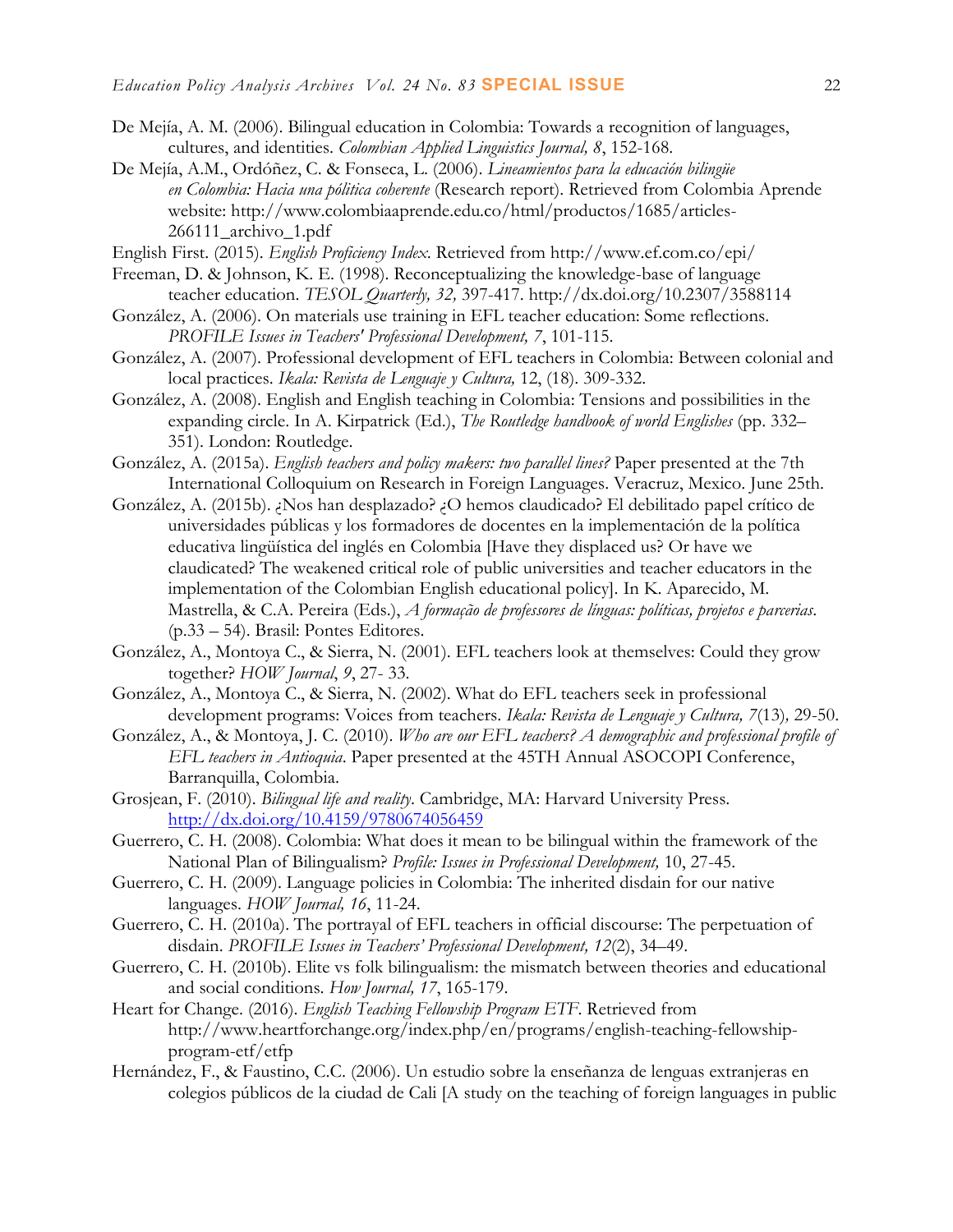De Mejía, A. M. (2006). Bilingual education in Colombia: Towards a recognition of languages, cultures, and identities. *Colombian Applied Linguistics Journal, 8*, 152-168.

De Mejía, A.M., Ordóñez, C. & Fonseca, L. (2006). *Lineamientos para la educación bilingüe en Colombia: Hacia una pólitica coherente* (Research report). Retrieved from Colombia Aprende website: http://www.colombiaaprende.edu.co/html/productos/1685/articles-266111_archivo_1.pdf

English First. (2015). *English Proficiency Index*. Retrieved from http://www.ef.com.co/epi/

Freeman, D. & Johnson, K. E. (1998). Reconceptualizing the knowledge-base of language teacher education. *TESOL Quarterly, 32,* 397-417. http://dx.doi.org/10.2307/3588114

González, A. (2006). On materials use training in EFL teacher education: Some reflections. *PROFILE Issues in Teachers' Professional Development, 7*, 101-115.

González, A. (2007). Professional development of EFL teachers in Colombia: Between colonial and local practices. *Ikala: Revista de Lenguaje y Cultura,* 12, (18). 309-332.

González, A. (2008). English and English teaching in Colombia: Tensions and possibilities in the expanding circle. In A. Kirpatrick (Ed.), *The Routledge handbook of world Englishes* (pp. 332–351). London: Routledge.

González, A. (2015a). *English teachers and policy makers: two parallel lines?* Paper presented at the 7th International Colloquium on Research in Foreign Languages. Veracruz, Mexico. June 25th.

González, A. (2015b). ¿Nos han desplazado? ¿O hemos claudicado? El debilitado papel crítico de universidades públicas y los formadores de docentes en la implementación de la política educativa lingüística del inglés en Colombia [Have they displaced us? Or have we claudicated? The weakened critical role of public universities and teacher educators in the implementation of the Colombian English educational policy]. In K. Aparecido, M. Mastrella, & C.A. Pereira (Eds.), *A formação de professores de línguas: políticas, projetos e parcerias*. (p.33 – 54). Brasil: Pontes Editores.

González, A., Montoya C., & Sierra, N. (2001). EFL teachers look at themselves: Could they grow together? *HOW Journal*, *9*, 27- 33.

González, A., Montoya C., & Sierra, N. (2002). What do EFL teachers seek in professional development programs: Voices from teachers. *Ikala: Revista de Lenguaje y Cultura, 7*(13)*,* 29-50.

González, A., & Montoya, J. C. (2010). *Who are our EFL teachers? A demographic and professional profile of EFL teachers in Antioquia*. Paper presented at the 45TH Annual ASOCOPI Conference, Barranquilla, Colombia.

Grosjean, F. (2010). *Bilingual life and reality*. Cambridge, MA: Harvard University Press. http://dx.doi.org/10.4159/9780674056459

Guerrero, C. H. (2008). Colombia: What does it mean to be bilingual within the framework of the National Plan of Bilingualism? *Profile: Issues in Professional Development,* 10, 27-45.

Guerrero, C. H. (2009). Language policies in Colombia: The inherited disdain for our native languages. *HOW Journal, 16*, 11-24.

Guerrero, C. H. (2010a). The portrayal of EFL teachers in official discourse: The perpetuation of disdain. *PROFILE Issues in Teachers' Professional Development, 12*(2), 34–49.

Guerrero, C. H. (2010b). Elite vs folk bilingualism: the mismatch between theories and educational and social conditions. *How Journal, 17*, 165-179.

Heart for Change. (2016). *English Teaching Fellowship Program ETF*. Retrieved from http://www.heartforchange.org/index.php/en/programs/english-teaching-fellowship-program-etf/etfp

Hernández, F., & Faustino, C.C. (2006). Un estudio sobre la enseñanza de lenguas extranjeras en colegios públicos de la ciudad de Cali [A study on the teaching of foreign languages in public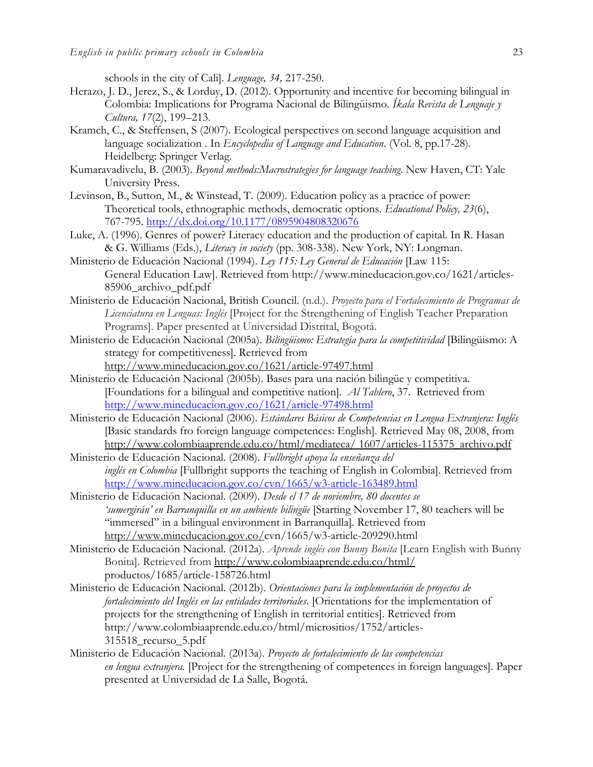schools in the city of Cali]. *Lenguage, 34,* 217-250.

Herazo, J. D., Jerez, S., & Lorduy, D. (2012). Opportunity and incentive for becoming bilingual in Colombia: Implications for Programa Nacional de Bilingüismo. *Íkala Revista de Lenguaje y Cultura, 17*(2), 199–213.

Kramch, C., & Steffensen, S (2007). Ecological perspectives on second language acquisition and language socialization . In *Encyclopedia of Language and Education*. (Vol. 8, pp.17-28). Heidelberg: Springer Verlag.

Kumaravadivelu, B. (2003). *Beyond methods:Macrostrategies for language teaching*. New Haven, CT: Yale University Press.

Levinson, B., Sutton, M., & Winstead, T. (2009). Education policy as a practice of power: Theoretical tools, ethnographic methods, democratic options. *Educational Policy, 23*(6), 767-795. http://dx.doi.org/10.1177/0895904808320676

Luke, A. (1996). Genres of power? Literacy education and the production of capital. In R. Hasan & G. Williams (Eds.), *Literacy in society* (pp. 308-338). New York, NY: Longman.

Ministerio de Educación Nacional (1994). *Ley 115: Ley General de Educación* [Law 115: General Education Law]. Retrieved from http://www.mineducacion.gov.co/1621/articles-85906_archivo_pdf.pdf

Ministerio de Educación Nacional, British Council. (n.d.). *Proyecto para el Fortalecimiento de Programas de Licenciatura en Lenguas: Inglés* [Project for the Strengthening of English Teacher Preparation Programs]. Paper presented at Universidad Distrital, Bogotá.

Ministerio de Educación Nacional (2005a). *Bilingüismo: Estrategia para la competitividad* [Bilingüismo: A strategy for competitiveness]. Retrieved from http://www.mineducacion.gov.co/1621/article-97497.html

Ministerio de Educación Nacional (2005b). Bases para una nación bilingüe y competitiva. [Foundations for a bilingual and competitive nation]. *Al Tablero*, 37. Retrieved from http://www.mineducacion.gov.co/1621/article-97498.html

Ministerio de Educación Nacional (2006). *Estándares Básicos de Competencias en Lengua Extranjera: Inglés* [Basic standards fro foreign language competences: English]. Retrieved May 08, 2008, from http://www.colombiaaprende.edu.co/html/mediateca/ 1607/articles-115375_archivo.pdf

Ministerio de Educación Nacional. (2008). *Fullbright apoya la enseñanza del inglés en Colombia* [Fullbright supports the teaching of English in Colombia]. Retrieved from http://www.mineducacion.gov.co/cvn/1665/w3-article-163489.html

Ministerio de Educación Nacional. (2009). *Desde el 17 de noviembre, 80 docentes se 'sumergirán' en Barranquilla en un ambiente bilingüe* [Starting November 17, 80 teachers will be "immersed" in a bilingual environment in Barranquilla]. Retrieved from http://www.mineducacion.gov.co/cvn/1665/w3-article-209290.html

Ministerio de Educación Nacional. (2012a). *Aprende inglés con Bunny Bonita* [Learn English with Bunny Bonita]. Retrieved from http://www.colombiaaprende.edu.co/html/productos/1685/article-158726.html

Ministerio de Educación Nacional. (2012b). *Orientaciones para la implementación de proyectos de fortalecimiento del Inglés en las entidades territoriales*. [Orientations for the implementation of projects for the strengthening of English in territorial entities]. Retrieved from http://www.colombiaaprende.edu.co/html/micrositios/1752/articles-315518_recurso_5.pdf

Ministerio de Educación Nacional. (2013a). *Proyecto de fortalecimiento de las competencias en lengua extranjera.* [Project for the strengthening of competences in foreign languages]. Paper presented at Universidad de La Salle, Bogotá.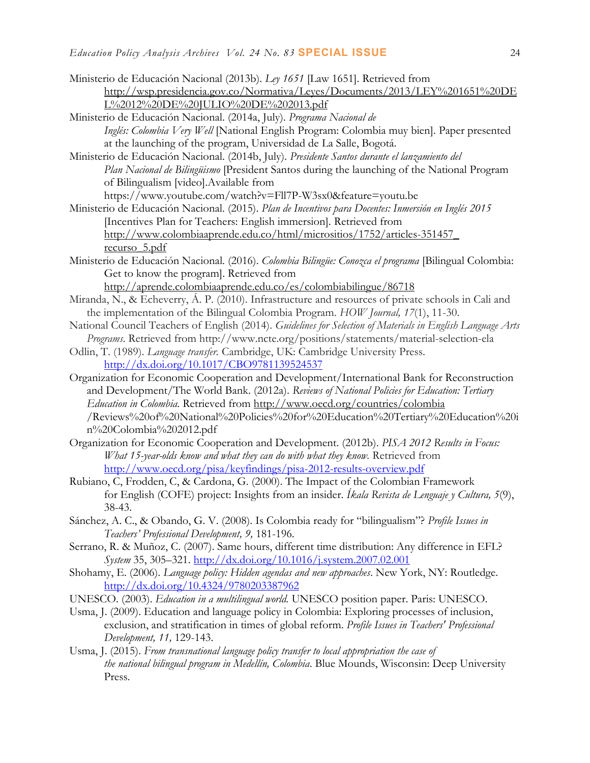Ministerio de Educación Nacional (2013b). *Ley 1651* [Law 1651]. Retrieved from http://wsp.presidencia.gov.co/Normativa/Leyes/Documents/2013/LEY%201651%20DEL%2012%20DE%20JULIO%20DE%202013.pdf

Ministerio de Educación Nacional. (2014a, July). *Programa Nacional de Inglés: Colombia Very Well* [National English Program: Colombia muy bien]. Paper presented at the launching of the program, Universidad de La Salle, Bogotá.

Ministerio de Educación Nacional. (2014b, July). *Presidente Santos durante el lanzamiento del Plan Nacional de Bilingüismo* [President Santos during the launching of the National Program of Bilingualism [video].Available from https://www.youtube.com/watch?v=Fll7P-W3sx0&feature=youtu.be

Ministerio de Educación Nacional. (2015). *Plan de Incentivos para Docentes: Inmersión en Inglés 2015* [Incentives Plan for Teachers: English immersion]. Retrieved from http://www.colombiaaprende.edu.co/html/micrositios/1752/articles-351457_recurso_5.pdf

Ministerio de Educación Nacional. (2016). *Colombia Bilingüe: Conozca el programa* [Bilingual Colombia: Get to know the program]. Retrieved from http://aprende.colombiaaprende.edu.co/es/colombiabilingue/86718

Miranda, N., & Echeverry, Á. P. (2010). Infrastructure and resources of private schools in Cali and the implementation of the Bilingual Colombia Program. *HOW Journal, 17*(1), 11-30.

National Council Teachers of English (2014). *Guidelines for Selection of Materials in English Language Arts Programs*. Retrieved from http://www.ncte.org/positions/statements/material-selection-ela

Odlin, T. (1989). *Language transfer.* Cambridge, UK: Cambridge University Press. http://dx.doi.org/10.1017/CBO9781139524537

Organization for Economic Cooperation and Development/International Bank for Reconstruction and Development/The World Bank. (2012a). *Reviews of National Policies for Education: Tertiary Education in Colombia.* Retrieved from http://www.oecd.org/countries/colombia/Reviews%20of%20National%20Policies%20for%20Education%20Tertiary%20Education%20in%20Colombia%202012.pdf

Organization for Economic Cooperation and Development. (2012b). *PISA 2012 Results in Focus: What 15-year-olds know and what they can do with what they know*. Retrieved from http://www.oecd.org/pisa/keyfindings/pisa-2012-results-overview.pdf

Rubiano, C, Frodden, C, & Cardona, G. (2000). The Impact of the Colombian Framework for English (COFE) project: Insights from an insider. *Íkala Revista de Lenguaje y Cultura, 5*(9), 38-43.

Sánchez, A. C., & Obando, G. V. (2008). Is Colombia ready for "bilingualism"? *Profile Issues in Teachers' Professional Development, 9,* 181-196.

Serrano, R. & Muñoz, C. (2007). Same hours, different time distribution: Any difference in EFL? *System* 35, 305–321. http://dx.doi.org/10.1016/j.system.2007.02.001

Shohamy, E. (2006). *Language policy: Hidden agendas and new approaches*. New York, NY: Routledge. http://dx.doi.org/10.4324/9780203387962

UNESCO. (2003). *Education in a multilingual world.* UNESCO position paper. Paris: UNESCO.

Usma, J. (2009). Education and language policy in Colombia: Exploring processes of inclusion, exclusion, and stratification in times of global reform. *Profile Issues in Teachers' Professional Development, 11,* 129-143.

Usma, J. (2015). *From transnational language policy transfer to local appropriation the case of the national bilingual program in Medellín, Colombia*. Blue Mounds, Wisconsin: Deep University Press.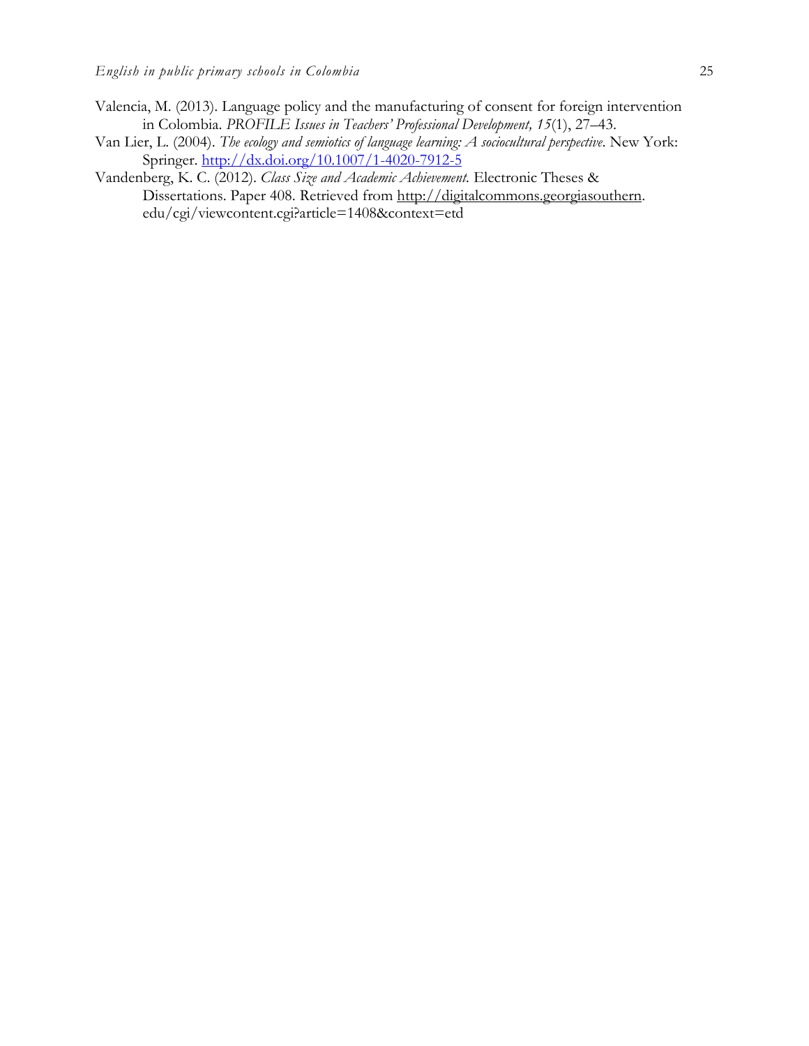Valencia, M. (2013). Language policy and the manufacturing of consent for foreign intervention in Colombia. *PROFILE Issues in Teachers' Professional Development, 15*(1), 27–43.

Van Lier, L. (2004). *The ecology and semiotics of language learning: A sociocultural perspective*. New York: Springer. http://dx.doi.org/10.1007/1-4020-7912-5

Vandenberg, K. C. (2012). *Class Size and Academic Achievement.* Electronic Theses & Dissertations. Paper 408. Retrieved from http://digitalcommons.georgiasouthern.edu/cgi/viewcontent.cgi?article=1408&context=etd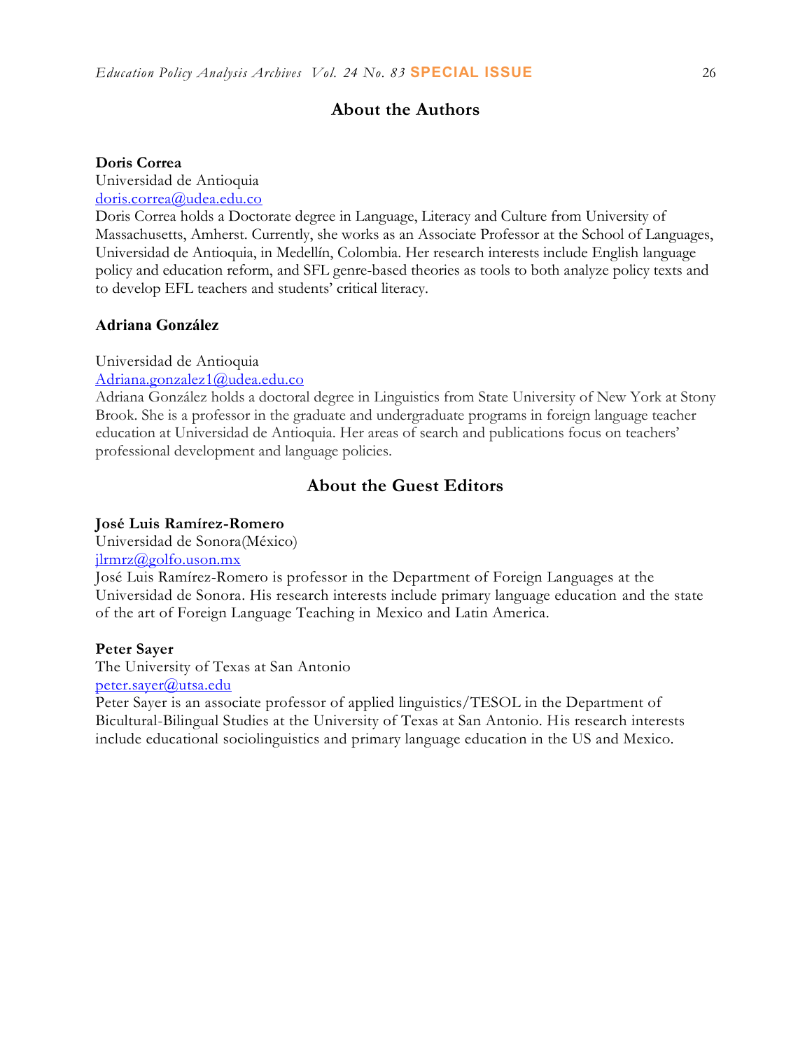## About the Authors

**Doris Correa**
Universidad de Antioquia
doris.correa@udea.edu.co
Doris Correa holds a Doctorate degree in Language, Literacy and Culture from University of Massachusetts, Amherst. Currently, she works as an Associate Professor at the School of Languages, Universidad de Antioquia, in Medellín, Colombia. Her research interests include English language policy and education reform, and SFL genre-based theories as tools to both analyze policy texts and to develop EFL teachers and students' critical literacy.

**Adriana González**

Universidad de Antioquia
Adriana.gonzalez1@udea.edu.co
Adriana González holds a doctoral degree in Linguistics from State University of New York at Stony Brook. She is a professor in the graduate and undergraduate programs in foreign language teacher education at Universidad de Antioquia. Her areas of search and publications focus on teachers' professional development and language policies.

## About the Guest Editors

**José Luis Ramírez-Romero**
Universidad de Sonora(México)
jlrmrz@golfo.uson.mx
José Luis Ramírez-Romero is professor in the Department of Foreign Languages at the Universidad de Sonora. His research interests include primary language education and the state of the art of Foreign Language Teaching in Mexico and Latin America.

**Peter Sayer**
The University of Texas at San Antonio
peter.sayer@utsa.edu
Peter Sayer is an associate professor of applied linguistics/TESOL in the Department of Bicultural-Bilingual Studies at the University of Texas at San Antonio. His research interests include educational sociolinguistics and primary language education in the US and Mexico.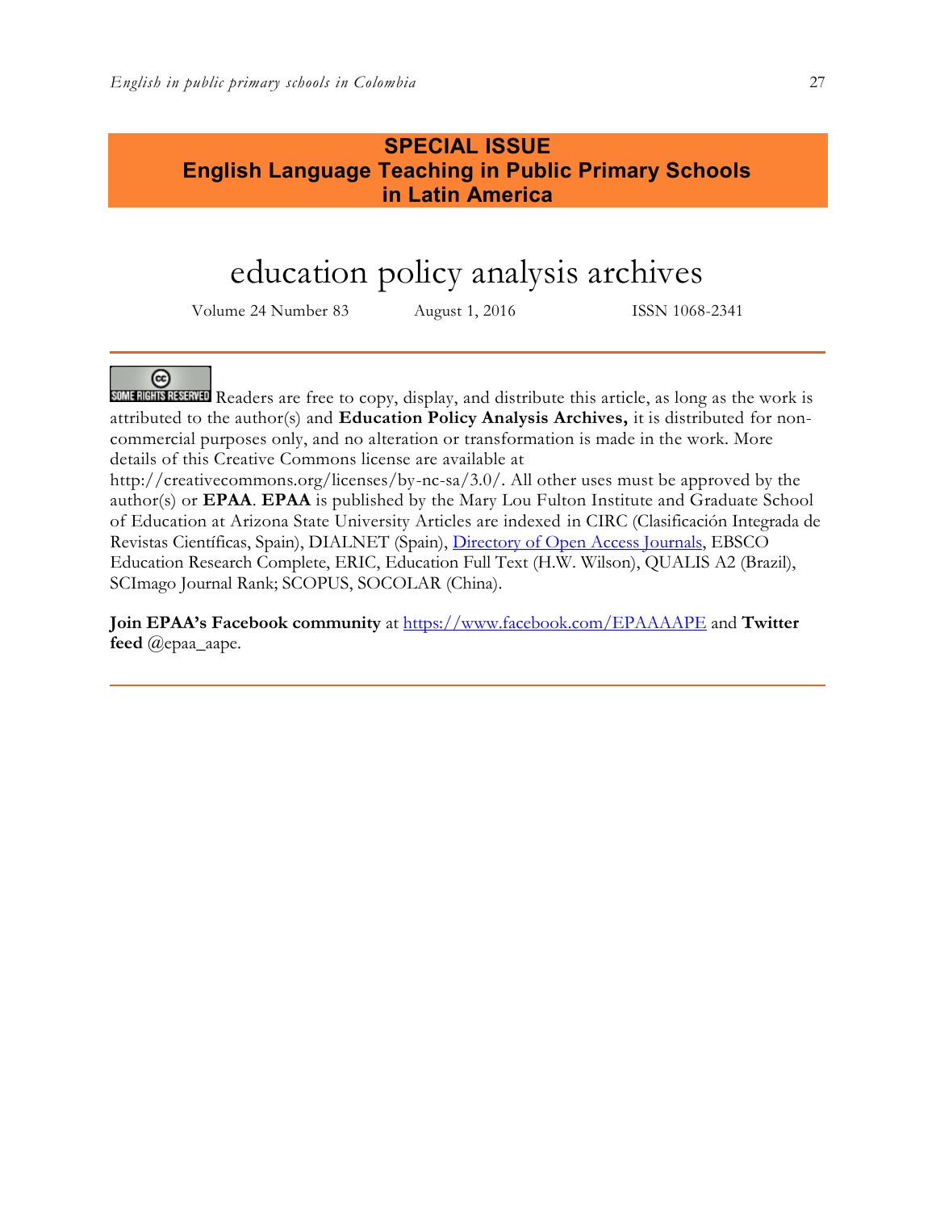**SPECIAL ISSUE**
**English Language Teaching in Public Primary Schools in Latin America**

# education policy analysis archives

Volume 24 Number 83 August 1, 2016 ISSN 1068-2341

SOME RIGHTS RESERVED Readers are free to copy, display, and distribute this article, as long as the work is attributed to the author(s) and **Education Policy Analysis Archives,** it is distributed for non-commercial purposes only, and no alteration or transformation is made in the work. More details of this Creative Commons license are available at http://creativecommons.org/licenses/by-nc-sa/3.0/. All other uses must be approved by the author(s) or **EPAA**. **EPAA** is published by the Mary Lou Fulton Institute and Graduate School of Education at Arizona State University Articles are indexed in CIRC (Clasificación Integrada de Revistas Científicas, Spain), DIALNET (Spain), [Directory of Open Access Journals](), EBSCO Education Research Complete, ERIC, Education Full Text (H.W. Wilson), QUALIS A2 (Brazil), SCImago Journal Rank; SCOPUS, SOCOLAR (China).

**Join EPAA's Facebook community** at https://www.facebook.com/EPAAAAPE and **Twitter feed** @epaa_aape.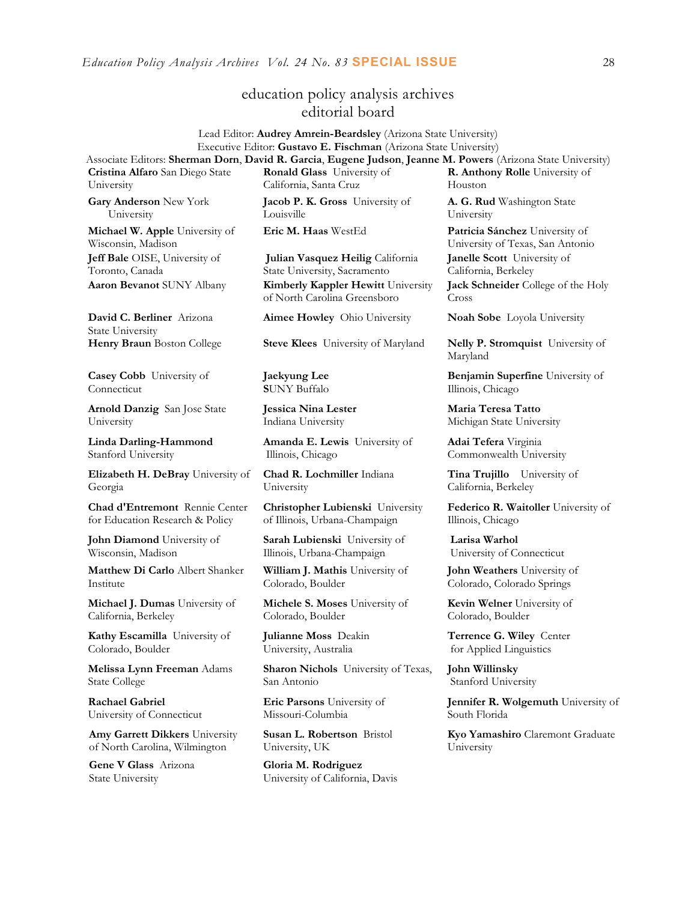# education policy analysis archives
## editorial board

Lead Editor: **Audrey Amrein-Beardsley** (Arizona State University)
Executive Editor: **Gustavo E. Fischman** (Arizona State University)
Associate Editors: **Sherman Dorn**, **David R. Garcia**, **Eugene Judson**, **Jeanne M. Powers** (Arizona State University)

**Cristina Alfaro** San Diego State University

**Gary Anderson** New York University

**Michael W. Apple** University of Wisconsin, Madison

**Jeff Bale** OISE, University of Toronto, Canada

**Aaron Bevanot** SUNY Albany

**David C. Berliner** Arizona State University

**Henry Braun** Boston College

**Casey Cobb** University of Connecticut

**Arnold Danzig** San Jose State University

**Linda Darling-Hammond** Stanford University

**Elizabeth H. DeBray** University of Georgia

**Chad d'Entremont** Rennie Center for Education Research & Policy

**John Diamond** University of Wisconsin, Madison

**Matthew Di Carlo** Albert Shanker Institute

**Michael J. Dumas** University of California, Berkeley

**Kathy Escamilla** University of Colorado, Boulder

**Melissa Lynn Freeman** Adams State College

**Rachael Gabriel** University of Connecticut

**Amy Garrett Dikkers** University of North Carolina, Wilmington

**Gene V Glass** Arizona State University

**Ronald Glass** University of California, Santa Cruz

**Jacob P. K. Gross** University of Louisville

**Eric M. Haas** WestEd

**Julian Vasquez Heilig** California State University, Sacramento

**Kimberly Kappler Hewitt** University of North Carolina Greensboro

**Aimee Howley** Ohio University

**Steve Klees** University of Maryland

**Jaekyung Lee** SUNY Buffalo

**Jessica Nina Lester** Indiana University

**Amanda E. Lewis** University of Illinois, Chicago

**Chad R. Lochmiller** Indiana University

**Christopher Lubienski** University of Illinois, Urbana-Champaign

**Sarah Lubienski** University of Illinois, Urbana-Champaign

**William J. Mathis** University of Colorado, Boulder

**Michele S. Moses** University of Colorado, Boulder

**Julianne Moss** Deakin University, Australia

**Sharon Nichols** University of Texas, San Antonio

**Eric Parsons** University of Missouri-Columbia

**Susan L. Robertson** Bristol University, UK

**Gloria M. Rodriguez** University of California, Davis

**R. Anthony Rolle** University of Houston

**A. G. Rud** Washington State University

**Patricia Sánchez** University of University of Texas, San Antonio

**Janelle Scott** University of California, Berkeley

**Jack Schneider** College of the Holy Cross

**Noah Sobe** Loyola University

**Nelly P. Stromquist** University of Maryland

**Benjamin Superfine** University of Illinois, Chicago

**Maria Teresa Tatto** Michigan State University

**Adai Tefera** Virginia Commonwealth University

**Tina Trujillo** University of California, Berkeley

**Federico R. Waitoller** University of Illinois, Chicago

**Larisa Warhol** University of Connecticut

**John Weathers** University of Colorado, Colorado Springs

**Kevin Welner** University of Colorado, Boulder

**Terrence G. Wiley** Center for Applied Linguistics

**John Willinsky** Stanford University

**Jennifer R. Wolgemuth** University of South Florida

**Kyo Yamashiro** Claremont Graduate University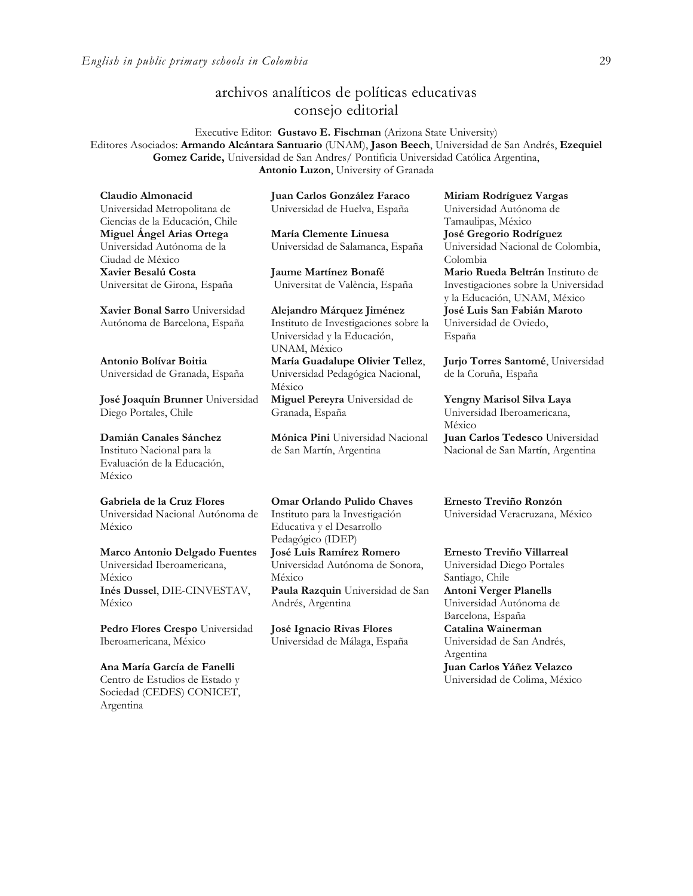# archivos analíticos de políticas educativas consejo editorial

Executive Editor: **Gustavo E. Fischman** (Arizona State University)
Editores Asociados: **Armando Alcántara Santuario** (UNAM), **Jason Beech**, Universidad de San Andrés, **Ezequiel Gomez Caride,** Universidad de San Andres/ Pontificia Universidad Católica Argentina, **Antonio Luzon**, University of Granada

**Claudio Almonacid** Universidad Metropolitana de Ciencias de la Educación, Chile

**Miguel Ángel Arias Ortega** Universidad Autónoma de la Ciudad de México

**Xavier Besalú Costa** Universitat de Girona, España

**Xavier Bonal Sarro** Universidad Autónoma de Barcelona, España

**Antonio Bolívar Boitia** Universidad de Granada, España

**José Joaquín Brunner** Universidad Diego Portales, Chile

**Damián Canales Sánchez** Instituto Nacional para la Evaluación de la Educación, México

**Gabriela de la Cruz Flores** Universidad Nacional Autónoma de México

**Marco Antonio Delgado Fuentes** Universidad Iberoamericana, México

**Inés Dussel**, DIE-CINVESTAV, México

**Pedro Flores Crespo** Universidad Iberoamericana, México

**Ana María García de Fanelli** Centro de Estudios de Estado y Sociedad (CEDES) CONICET, Argentina

**Juan Carlos González Faraco** Universidad de Huelva, España

**María Clemente Linuesa** Universidad de Salamanca, España

**Jaume Martínez Bonafé** Universitat de València, España

**Alejandro Márquez Jiménez** Instituto de Investigaciones sobre la Universidad y la Educación, UNAM, México

**María Guadalupe Olivier Tellez**, Universidad Pedagógica Nacional, México

**Miguel Pereyra** Universidad de Granada, España

**Mónica Pini** Universidad Nacional de San Martín, Argentina

**Omar Orlando Pulido Chaves** Instituto para la Investigación Educativa y el Desarrollo Pedagógico (IDEP)

**José Luis Ramírez Romero** Universidad Autónoma de Sonora, México

**Paula Razquin** Universidad de San Andrés, Argentina

**José Ignacio Rivas Flores** Universidad de Málaga, España

**Miriam Rodríguez Vargas** Universidad Autónoma de Tamaulipas, México

**José Gregorio Rodríguez** Universidad Nacional de Colombia, Colombia

**Mario Rueda Beltrán** Instituto de Investigaciones sobre la Universidad y la Educación, UNAM, México

**José Luis San Fabián Maroto** Universidad de Oviedo, España

**Jurjo Torres Santomé**, Universidad de la Coruña, España

**Yengny Marisol Silva Laya** Universidad Iberoamericana, México

**Juan Carlos Tedesco** Universidad Nacional de San Martín, Argentina

**Ernesto Treviño Ronzón** Universidad Veracruzana, México

**Ernesto Treviño Villarreal** Universidad Diego Portales Santiago, Chile

**Antoni Verger Planells** Universidad Autónoma de Barcelona, España

**Catalina Wainerman** Universidad de San Andrés, Argentina

**Juan Carlos Yáñez Velazco** Universidad de Colima, México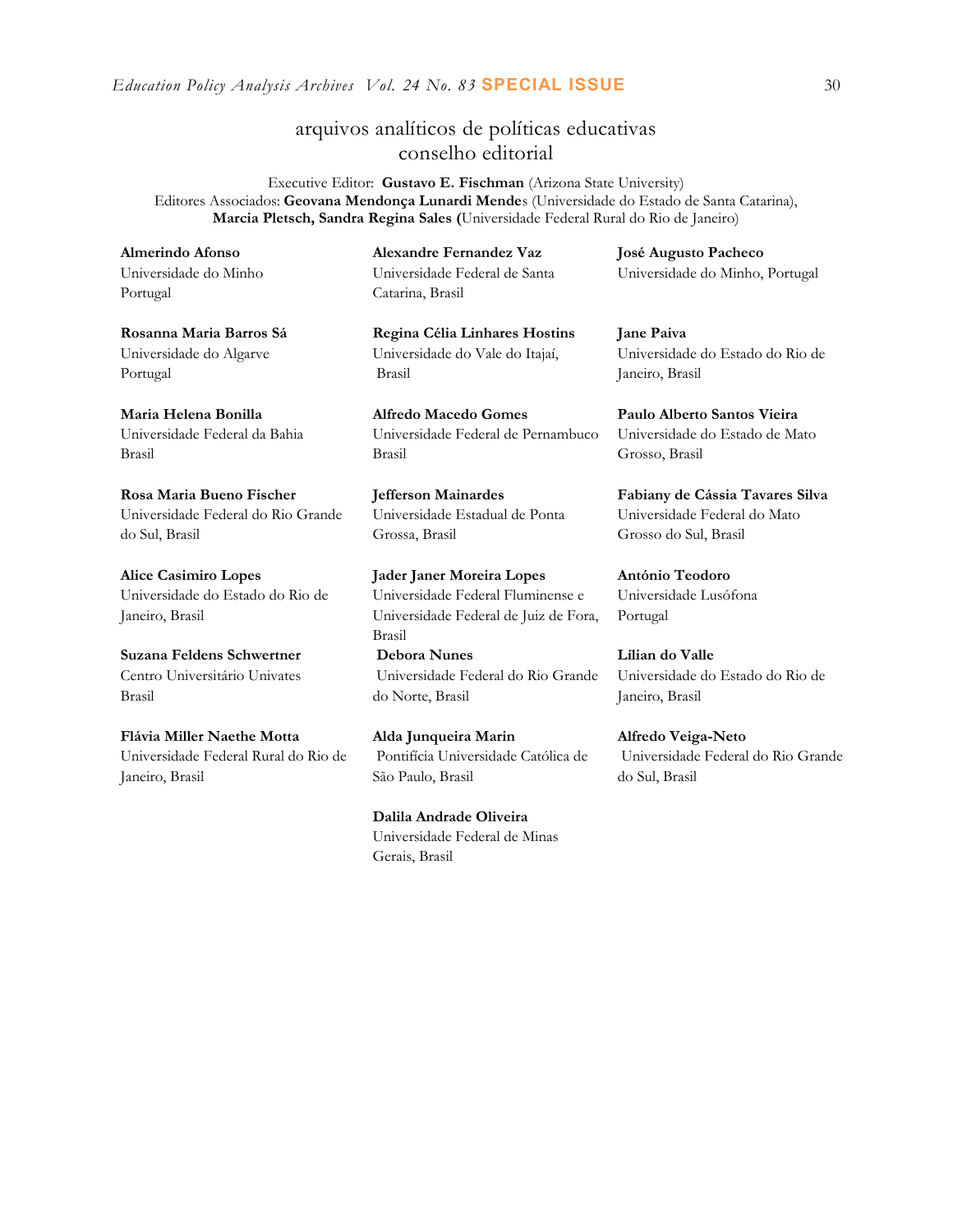# arquivos analíticos de políticas educativas
## conselho editorial

Executive Editor: **Gustavo E. Fischman** (Arizona State University)
Editores Associados: **Geovana Mendonça Lunardi Mende**s (Universidade do Estado de Santa Catarina), **Marcia Pletsch, Sandra Regina Sales (**Universidade Federal Rural do Rio de Janeiro)

**Almerindo Afonso**
Universidade do Minho
Portugal

**Rosanna Maria Barros Sá**
Universidade do Algarve
Portugal

**Maria Helena Bonilla**
Universidade Federal da Bahia
Brasil

**Rosa Maria Bueno Fischer**
Universidade Federal do Rio Grande do Sul, Brasil

**Alice Casimiro Lopes**
Universidade do Estado do Rio de Janeiro, Brasil

**Suzana Feldens Schwertner**
Centro Universitário Univates
Brasil

**Flávia Miller Naethe Motta**
Universidade Federal Rural do Rio de Janeiro, Brasil

**Alexandre Fernandez Vaz**
Universidade Federal de Santa Catarina, Brasil

**Regina Célia Linhares Hostins**
Universidade do Vale do Itajaí, Brasil

**Alfredo Macedo Gomes**
Universidade Federal de Pernambuco
Brasil

**Jefferson Mainardes**
Universidade Estadual de Ponta Grossa, Brasil

**Jader Janer Moreira Lopes**
Universidade Federal Fluminense e Universidade Federal de Juiz de Fora, Brasil

**Debora Nunes**
Universidade Federal do Rio Grande do Norte, Brasil

**Alda Junqueira Marin**
Pontifícia Universidade Católica de São Paulo, Brasil

**Dalila Andrade Oliveira**
Universidade Federal de Minas Gerais, Brasil

**José Augusto Pacheco**
Universidade do Minho, Portugal

**Jane Paiva**
Universidade do Estado do Rio de Janeiro, Brasil

**Paulo Alberto Santos Vieira**
Universidade do Estado de Mato Grosso, Brasil

**Fabiany de Cássia Tavares Silva**
Universidade Federal do Mato Grosso do Sul, Brasil

**António Teodoro**
Universidade Lusófona
Portugal

**Lílian do Valle**
Universidade do Estado do Rio de Janeiro, Brasil

**Alfredo Veiga-Neto**
Universidade Federal do Rio Grande do Sul, Brasil